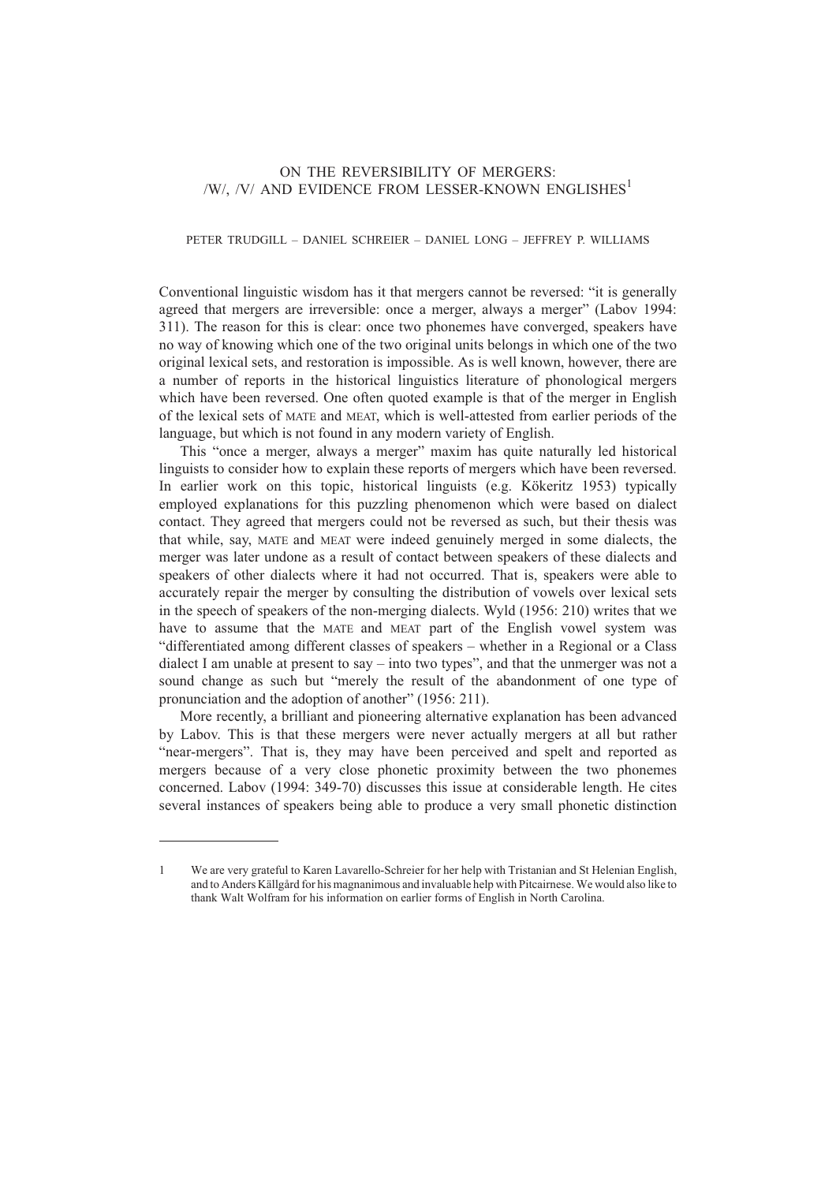# ON THE REVERSIBILITY OF MERGERS: /W/, /V/ AND EVIDENCE FROM LESSER-KNOWN ENGLISHES[1]

PETER TRUDGILL – DANIEL SCHREIER – DANIEL LONG – JEFFREY P. WILLIAMS

Conventional linguistic wisdom has it that mergers cannot be reversed: "it is generally agreed that mergers are irreversible: once a merger, always a merger" (Labov 1994: 311). The reason for this is clear: once two phonemes have converged, speakers have no way of knowing which one of the two original units belongs in which one of the two original lexical sets, and restoration is impossible. As is well known, however, there are a number of reports in the historical linguistics literature of phonological mergers which have been reversed. One often quoted example is that of the merger in English of the lexical sets of MATE and MEAT, which is well-attested from earlier periods of the language, but which is not found in any modern variety of English.

This "once a merger, always a merger" maxim has quite naturally led historical linguists to consider how to explain these reports of mergers which have been reversed. In earlier work on this topic, historical linguists (e.g. Kökeritz 1953) typically employed explanations for this puzzling phenomenon which were based on dialect contact. They agreed that mergers could not be reversed as such, but their thesis was that while, say, MATE and MEAT were indeed genuinely merged in some dialects, the merger was later undone as a result of contact between speakers of these dialects and speakers of other dialects where it had not occurred. That is, speakers were able to accurately repair the merger by consulting the distribution of vowels over lexical sets in the speech of speakers of the non-merging dialects. Wyld (1956: 210) writes that we have to assume that the MATE and MEAT part of the English vowel system was "differentiated among different classes of speakers – whether in a Regional or a Class dialect I am unable at present to say – into two types", and that the unmerger was not a sound change as such but "merely the result of the abandonment of one type of pronunciation and the adoption of another" (1956: 211).

More recently, a brilliant and pioneering alternative explanation has been advanced by Labov. This is that these mergers were never actually mergers at all but rather "near-mergers". That is, they may have been perceived and spelt and reported as mergers because of a very close phonetic proximity between the two phonemes concerned. Labov (1994: 349-70) discusses this issue at considerable length. He cites several instances of speakers being able to produce a very small phonetic distinction

---

1 We are very grateful to Karen Lavarello-Schreier for her help with Tristanian and St Helenian English, and to Anders Källgård for his magnanimous and invaluable help with Pitcairnese. We would also like to thank Walt Wolfram for his information on earlier forms of English in North Carolina.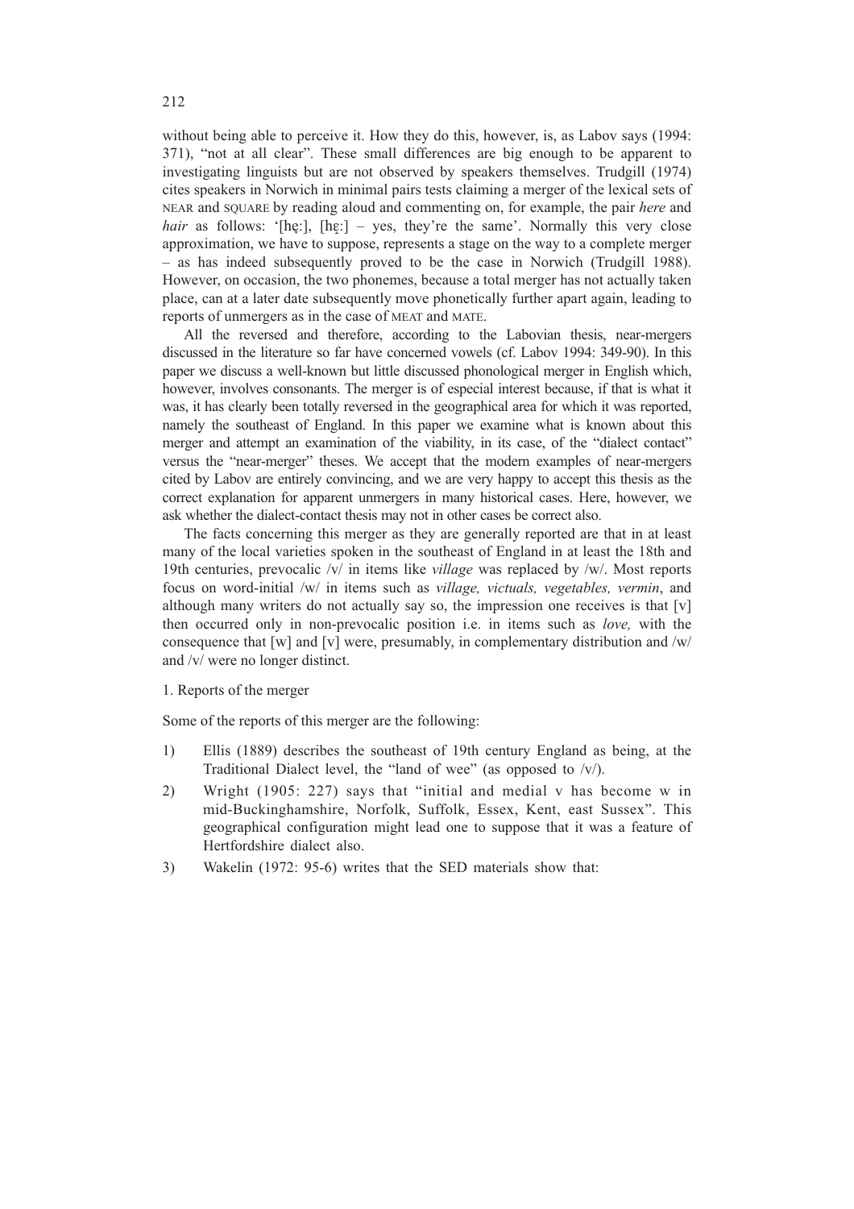without being able to perceive it. How they do this, however, is, as Labov says (1994: 371), "not at all clear". These small differences are big enough to be apparent to investigating linguists but are not observed by speakers themselves. Trudgill (1974) cites speakers in Norwich in minimal pairs tests claiming a merger of the lexical sets of NEAR and SQUARE by reading aloud and commenting on, for example, the pair *here* and *hair* as follows: '[hẹ:], [he̞:] – yes, they're the same'. Normally this very close approximation, we have to suppose, represents a stage on the way to a complete merger – as has indeed subsequently proved to be the case in Norwich (Trudgill 1988). However, on occasion, the two phonemes, because a total merger has not actually taken place, can at a later date subsequently move phonetically further apart again, leading to reports of unmergers as in the case of MEAT and MATE.

All the reversed and therefore, according to the Labovian thesis, near-mergers discussed in the literature so far have concerned vowels (cf. Labov 1994: 349-90). In this paper we discuss a well-known but little discussed phonological merger in English which, however, involves consonants. The merger is of especial interest because, if that is what it was, it has clearly been totally reversed in the geographical area for which it was reported, namely the southeast of England. In this paper we examine what is known about this merger and attempt an examination of the viability, in its case, of the "dialect contact" versus the "near-merger" theses. We accept that the modern examples of near-mergers cited by Labov are entirely convincing, and we are very happy to accept this thesis as the correct explanation for apparent unmergers in many historical cases. Here, however, we ask whether the dialect-contact thesis may not in other cases be correct also.

The facts concerning this merger as they are generally reported are that in at least many of the local varieties spoken in the southeast of England in at least the 18th and 19th centuries, prevocalic /v/ in items like *village* was replaced by /w/. Most reports focus on word-initial /w/ in items such as *village, victuals, vegetables, vermin*, and although many writers do not actually say so, the impression one receives is that [v] then occurred only in non-prevocalic position i.e. in items such as *love,* with the consequence that [w] and [v] were, presumably, in complementary distribution and /w/ and /v/ were no longer distinct.

1. Reports of the merger

Some of the reports of this merger are the following:

1) Ellis (1889) describes the southeast of 19th century England as being, at the Traditional Dialect level, the "land of wee" (as opposed to /v/).
2) Wright (1905: 227) says that "initial and medial v has become w in mid-Buckinghamshire, Norfolk, Suffolk, Essex, Kent, east Sussex". This geographical configuration might lead one to suppose that it was a feature of Hertfordshire dialect also.
3) Wakelin (1972: 95-6) writes that the SED materials show that: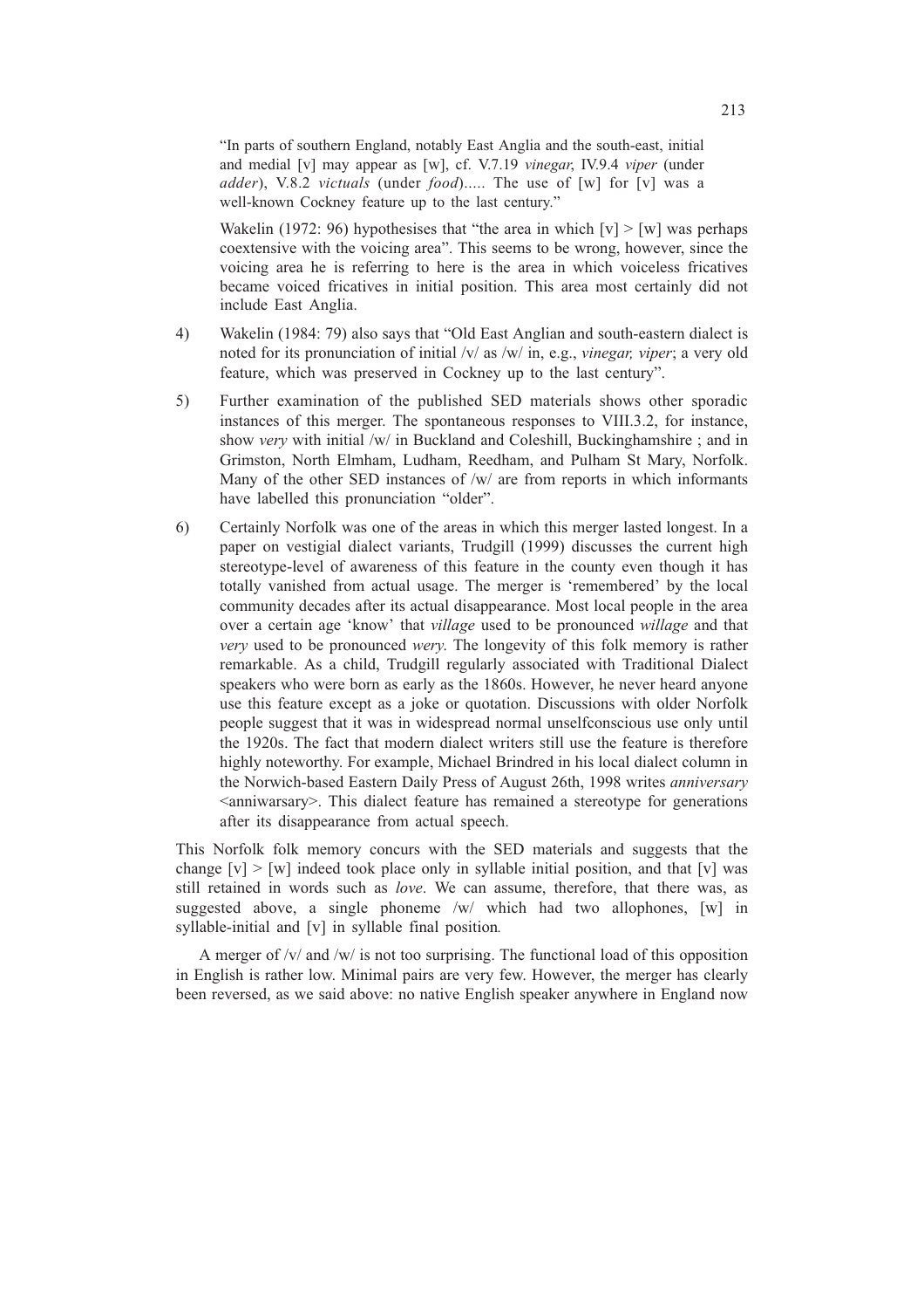"In parts of southern England, notably East Anglia and the south-east, initial and medial [v] may appear as [w], cf. V.7.19 *vinegar*, IV.9.4 *viper* (under *adder*), V.8.2 *victuals* (under *food*)..... The use of [w] for [v] was a well-known Cockney feature up to the last century."

Wakelin (1972: 96) hypothesises that "the area in which [v] > [w] was perhaps coextensive with the voicing area". This seems to be wrong, however, since the voicing area he is referring to here is the area in which voiceless fricatives became voiced fricatives in initial position. This area most certainly did not include East Anglia.

4) Wakelin (1984: 79) also says that "Old East Anglian and south-eastern dialect is noted for its pronunciation of initial /v/ as /w/ in, e.g., *vinegar, viper*; a very old feature, which was preserved in Cockney up to the last century".

5) Further examination of the published SED materials shows other sporadic instances of this merger. The spontaneous responses to VIII.3.2, for instance, show *very* with initial /w/ in Buckland and Coleshill, Buckinghamshire ; and in Grimston, North Elmham, Ludham, Reedham, and Pulham St Mary, Norfolk. Many of the other SED instances of /w/ are from reports in which informants have labelled this pronunciation "older".

6) Certainly Norfolk was one of the areas in which this merger lasted longest. In a paper on vestigial dialect variants, Trudgill (1999) discusses the current high stereotype-level of awareness of this feature in the county even though it has totally vanished from actual usage. The merger is 'remembered' by the local community decades after its actual disappearance. Most local people in the area over a certain age 'know' that *village* used to be pronounced *willage* and that *very* used to be pronounced *wery*. The longevity of this folk memory is rather remarkable. As a child, Trudgill regularly associated with Traditional Dialect speakers who were born as early as the 1860s. However, he never heard anyone use this feature except as a joke or quotation. Discussions with older Norfolk people suggest that it was in widespread normal unselfconscious use only until the 1920s. The fact that modern dialect writers still use the feature is therefore highly noteworthy. For example, Michael Brindred in his local dialect column in the Norwich-based Eastern Daily Press of August 26th, 1998 writes *anniversary* <anniwarsary>. This dialect feature has remained a stereotype for generations after its disappearance from actual speech.

This Norfolk folk memory concurs with the SED materials and suggests that the change [v] > [w] indeed took place only in syllable initial position, and that [v] was still retained in words such as *love*. We can assume, therefore, that there was, as suggested above, a single phoneme /w/ which had two allophones, [w] in syllable-initial and [v] in syllable final position.

A merger of /v/ and /w/ is not too surprising. The functional load of this opposition in English is rather low. Minimal pairs are very few. However, the merger has clearly been reversed, as we said above: no native English speaker anywhere in England now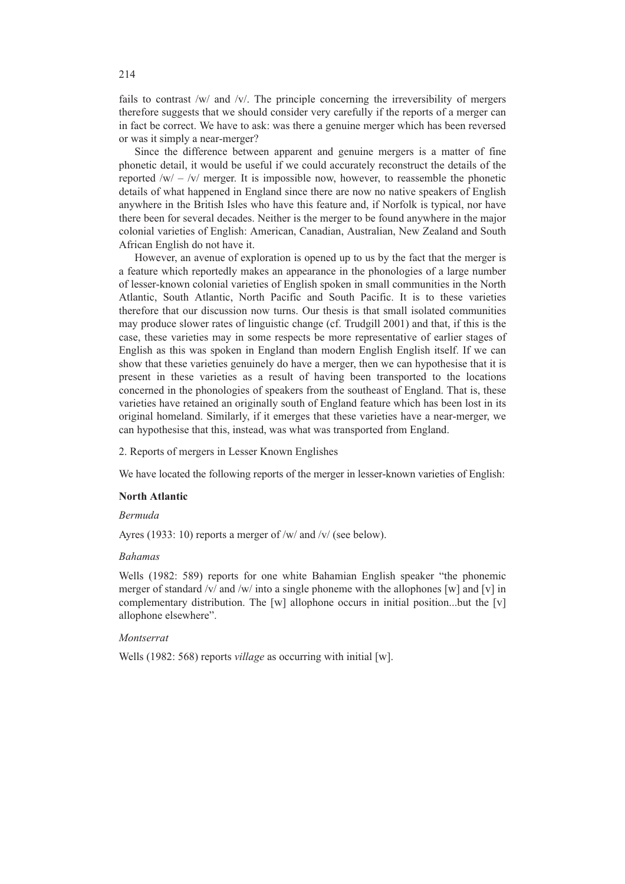fails to contrast /w/ and /v/. The principle concerning the irreversibility of mergers therefore suggests that we should consider very carefully if the reports of a merger can in fact be correct. We have to ask: was there a genuine merger which has been reversed or was it simply a near-merger?

Since the difference between apparent and genuine mergers is a matter of fine phonetic detail, it would be useful if we could accurately reconstruct the details of the reported /w/ – /v/ merger. It is impossible now, however, to reassemble the phonetic details of what happened in England since there are now no native speakers of English anywhere in the British Isles who have this feature and, if Norfolk is typical, nor have there been for several decades. Neither is the merger to be found anywhere in the major colonial varieties of English: American, Canadian, Australian, New Zealand and South African English do not have it.

However, an avenue of exploration is opened up to us by the fact that the merger is a feature which reportedly makes an appearance in the phonologies of a large number of lesser-known colonial varieties of English spoken in small communities in the North Atlantic, South Atlantic, North Pacific and South Pacific. It is to these varieties therefore that our discussion now turns. Our thesis is that small isolated communities may produce slower rates of linguistic change (cf. Trudgill 2001) and that, if this is the case, these varieties may in some respects be more representative of earlier stages of English as this was spoken in England than modern English English itself. If we can show that these varieties genuinely do have a merger, then we can hypothesise that it is present in these varieties as a result of having been transported to the locations concerned in the phonologies of speakers from the southeast of England. That is, these varieties have retained an originally south of England feature which has been lost in its original homeland. Similarly, if it emerges that these varieties have a near-merger, we can hypothesise that this, instead, was what was transported from England.

## 2. Reports of mergers in Lesser Known Englishes

We have located the following reports of the merger in lesser-known varieties of English:

### North Atlantic

*Bermuda*

Ayres (1933: 10) reports a merger of /w/ and /v/ (see below).

*Bahamas*

Wells (1982: 589) reports for one white Bahamian English speaker "the phonemic merger of standard /v/ and /w/ into a single phoneme with the allophones [w] and [v] in complementary distribution. The [w] allophone occurs in initial position...but the [v] allophone elsewhere".

*Montserrat*

Wells (1982: 568) reports *village* as occurring with initial [w].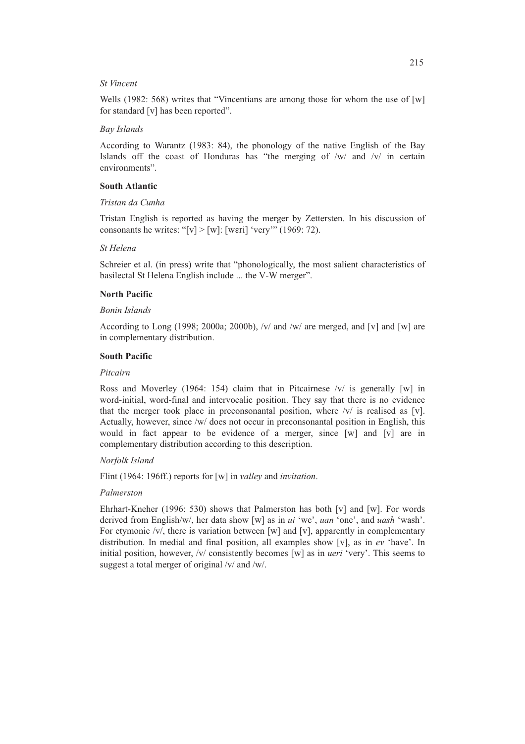*St Vincent*

Wells (1982: 568) writes that "Vincentians are among those for whom the use of [w] for standard [v] has been reported".

*Bay Islands*

According to Warantz (1983: 84), the phonology of the native English of the Bay Islands off the coast of Honduras has "the merging of /w/ and /v/ in certain environments".

**South Atlantic**

*Tristan da Cunha*

Tristan English is reported as having the merger by Zettersten. In his discussion of consonants he writes: "[v] > [w]: [weri] 'very'" (1969: 72).

*St Helena*

Schreier et al. (in press) write that "phonologically, the most salient characteristics of basilectal St Helena English include ... the V-W merger".

**North Pacific**

*Bonin Islands*

According to Long (1998; 2000a; 2000b), /v/ and /w/ are merged, and [v] and [w] are in complementary distribution.

**South Pacific**

*Pitcairn*

Ross and Moverley (1964: 154) claim that in Pitcairnese /v/ is generally [w] in word-initial, word-final and intervocalic position. They say that there is no evidence that the merger took place in preconsonantal position, where /v/ is realised as [v]. Actually, however, since /w/ does not occur in preconsonantal position in English, this would in fact appear to be evidence of a merger, since [w] and [v] are in complementary distribution according to this description.

*Norfolk Island*

Flint (1964: 196ff.) reports for [w] in *valley* and *invitation*.

*Palmerston*

Ehrhart-Kneher (1996: 530) shows that Palmerston has both [v] and [w]. For words derived from English/w/, her data show [w] as in *ui* 'we', *uan* 'one', and *uash* 'wash'. For etymonic /v/, there is variation between [w] and [v], apparently in complementary distribution. In medial and final position, all examples show [v], as in *ev* 'have'. In initial position, however, /v/ consistently becomes [w] as in *ueri* 'very'. This seems to suggest a total merger of original /v/ and /w/.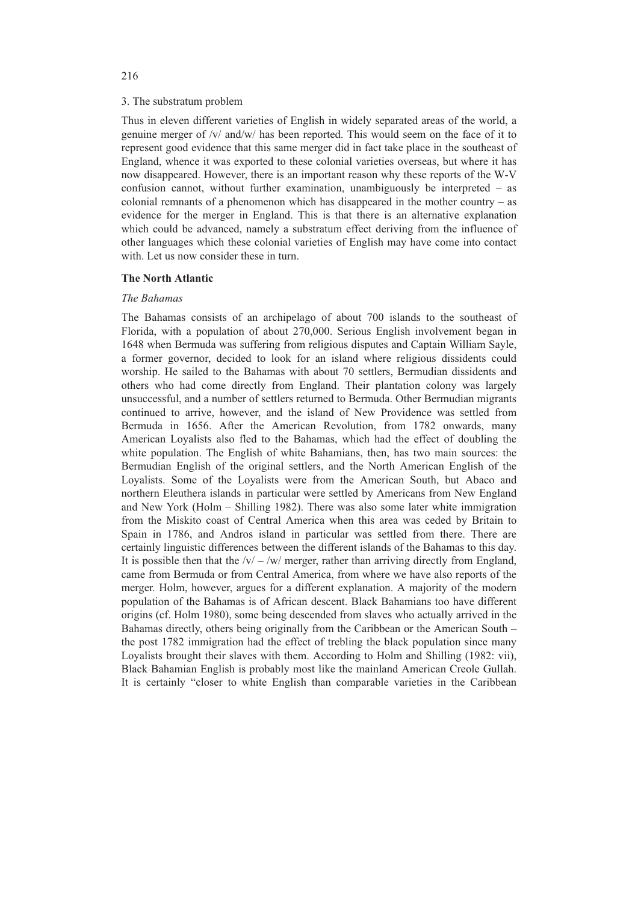## 3. The substratum problem

Thus in eleven different varieties of English in widely separated areas of the world, a genuine merger of /v/ and/w/ has been reported. This would seem on the face of it to represent good evidence that this same merger did in fact take place in the southeast of England, whence it was exported to these colonial varieties overseas, but where it has now disappeared. However, there is an important reason why these reports of the W-V confusion cannot, without further examination, unambiguously be interpreted – as colonial remnants of a phenomenon which has disappeared in the mother country – as evidence for the merger in England. This is that there is an alternative explanation which could be advanced, namely a substratum effect deriving from the influence of other languages which these colonial varieties of English may have come into contact with. Let us now consider these in turn.

### The North Atlantic

*The Bahamas*

The Bahamas consists of an archipelago of about 700 islands to the southeast of Florida, with a population of about 270,000. Serious English involvement began in 1648 when Bermuda was suffering from religious disputes and Captain William Sayle, a former governor, decided to look for an island where religious dissidents could worship. He sailed to the Bahamas with about 70 settlers, Bermudian dissidents and others who had come directly from England. Their plantation colony was largely unsuccessful, and a number of settlers returned to Bermuda. Other Bermudian migrants continued to arrive, however, and the island of New Providence was settled from Bermuda in 1656. After the American Revolution, from 1782 onwards, many American Loyalists also fled to the Bahamas, which had the effect of doubling the white population. The English of white Bahamians, then, has two main sources: the Bermudian English of the original settlers, and the North American English of the Loyalists. Some of the Loyalists were from the American South, but Abaco and northern Eleuthera islands in particular were settled by Americans from New England and New York (Holm – Shilling 1982). There was also some later white immigration from the Miskito coast of Central America when this area was ceded by Britain to Spain in 1786, and Andros island in particular was settled from there. There are certainly linguistic differences between the different islands of the Bahamas to this day. It is possible then that the /v/ – /w/ merger, rather than arriving directly from England, came from Bermuda or from Central America, from where we have also reports of the merger. Holm, however, argues for a different explanation. A majority of the modern population of the Bahamas is of African descent. Black Bahamians too have different origins (cf. Holm 1980), some being descended from slaves who actually arrived in the Bahamas directly, others being originally from the Caribbean or the American South – the post 1782 immigration had the effect of trebling the black population since many Loyalists brought their slaves with them. According to Holm and Shilling (1982: vii), Black Bahamian English is probably most like the mainland American Creole Gullah. It is certainly "closer to white English than comparable varieties in the Caribbean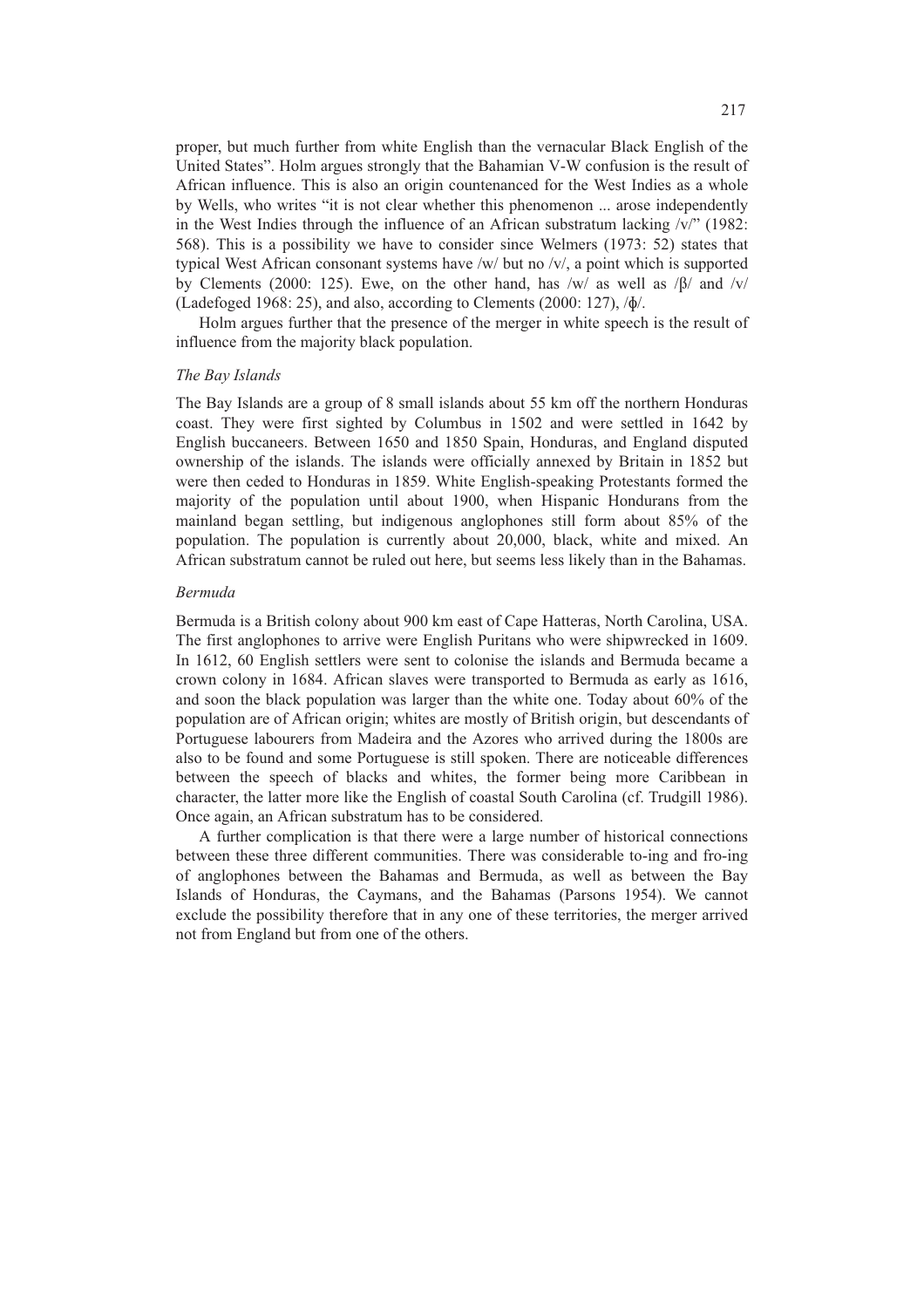proper, but much further from white English than the vernacular Black English of the United States". Holm argues strongly that the Bahamian V-W confusion is the result of African influence. This is also an origin countenanced for the West Indies as a whole by Wells, who writes "it is not clear whether this phenomenon ... arose independently in the West Indies through the influence of an African substratum lacking /v/" (1982: 568). This is a possibility we have to consider since Welmers (1973: 52) states that typical West African consonant systems have /w/ but no /v/, a point which is supported by Clements (2000: 125). Ewe, on the other hand, has /w/ as well as /β/ and /v/ (Ladefoged 1968: 25), and also, according to Clements (2000: 127), /ɸ/.

Holm argues further that the presence of the merger in white speech is the result of influence from the majority black population.

### *The Bay Islands*

The Bay Islands are a group of 8 small islands about 55 km off the northern Honduras coast. They were first sighted by Columbus in 1502 and were settled in 1642 by English buccaneers. Between 1650 and 1850 Spain, Honduras, and England disputed ownership of the islands. The islands were officially annexed by Britain in 1852 but were then ceded to Honduras in 1859. White English-speaking Protestants formed the majority of the population until about 1900, when Hispanic Hondurans from the mainland began settling, but indigenous anglophones still form about 85% of the population. The population is currently about 20,000, black, white and mixed. An African substratum cannot be ruled out here, but seems less likely than in the Bahamas.

### *Bermuda*

Bermuda is a British colony about 900 km east of Cape Hatteras, North Carolina, USA. The first anglophones to arrive were English Puritans who were shipwrecked in 1609. In 1612, 60 English settlers were sent to colonise the islands and Bermuda became a crown colony in 1684. African slaves were transported to Bermuda as early as 1616, and soon the black population was larger than the white one. Today about 60% of the population are of African origin; whites are mostly of British origin, but descendants of Portuguese labourers from Madeira and the Azores who arrived during the 1800s are also to be found and some Portuguese is still spoken. There are noticeable differences between the speech of blacks and whites, the former being more Caribbean in character, the latter more like the English of coastal South Carolina (cf. Trudgill 1986). Once again, an African substratum has to be considered.

A further complication is that there were a large number of historical connections between these three different communities. There was considerable to-ing and fro-ing of anglophones between the Bahamas and Bermuda, as well as between the Bay Islands of Honduras, the Caymans, and the Bahamas (Parsons 1954). We cannot exclude the possibility therefore that in any one of these territories, the merger arrived not from England but from one of the others.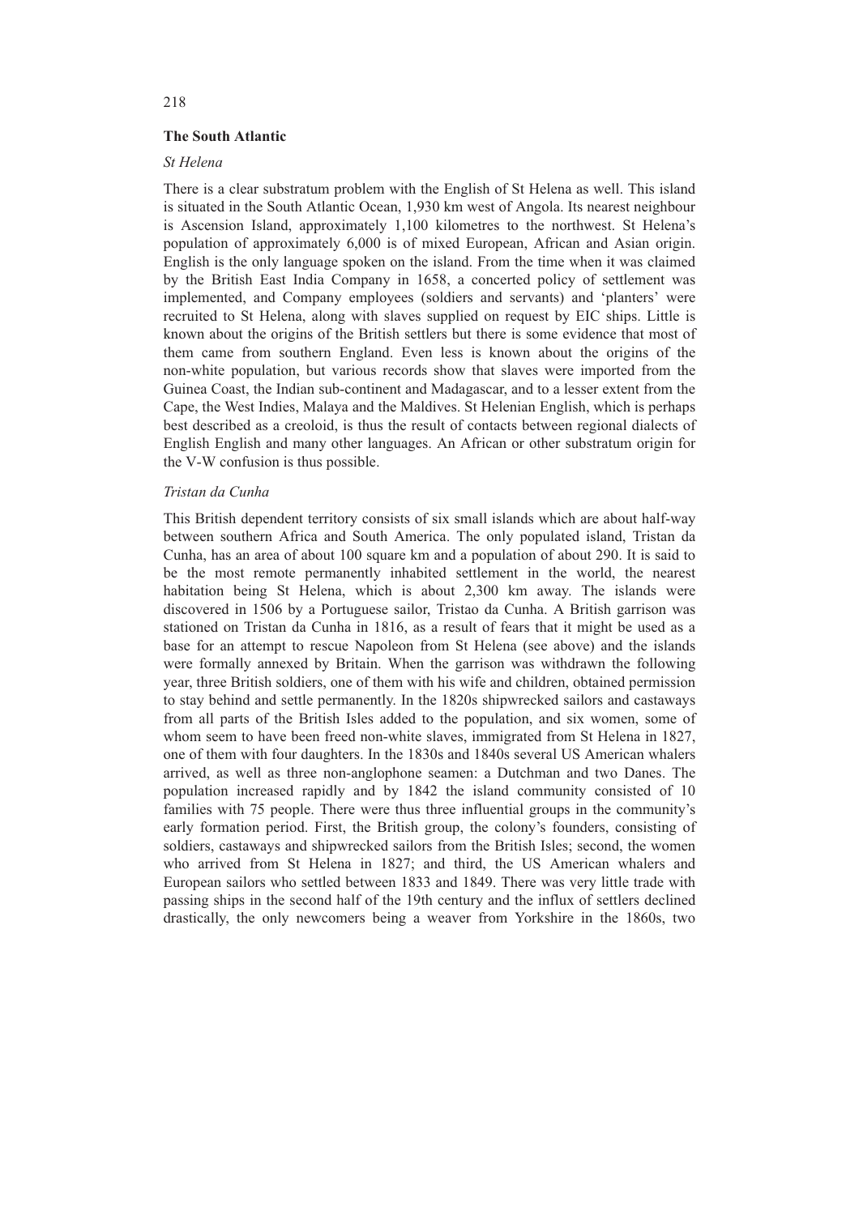## The South Atlantic

### *St Helena*

There is a clear substratum problem with the English of St Helena as well. This island is situated in the South Atlantic Ocean, 1,930 km west of Angola. Its nearest neighbour is Ascension Island, approximately 1,100 kilometres to the northwest. St Helena's population of approximately 6,000 is of mixed European, African and Asian origin. English is the only language spoken on the island. From the time when it was claimed by the British East India Company in 1658, a concerted policy of settlement was implemented, and Company employees (soldiers and servants) and 'planters' were recruited to St Helena, along with slaves supplied on request by EIC ships. Little is known about the origins of the British settlers but there is some evidence that most of them came from southern England. Even less is known about the origins of the non-white population, but various records show that slaves were imported from the Guinea Coast, the Indian sub-continent and Madagascar, and to a lesser extent from the Cape, the West Indies, Malaya and the Maldives. St Helenian English, which is perhaps best described as a creoloid, is thus the result of contacts between regional dialects of English English and many other languages. An African or other substratum origin for the V-W confusion is thus possible.

### *Tristan da Cunha*

This British dependent territory consists of six small islands which are about half-way between southern Africa and South America. The only populated island, Tristan da Cunha, has an area of about 100 square km and a population of about 290. It is said to be the most remote permanently inhabited settlement in the world, the nearest habitation being St Helena, which is about 2,300 km away. The islands were discovered in 1506 by a Portuguese sailor, Tristao da Cunha. A British garrison was stationed on Tristan da Cunha in 1816, as a result of fears that it might be used as a base for an attempt to rescue Napoleon from St Helena (see above) and the islands were formally annexed by Britain. When the garrison was withdrawn the following year, three British soldiers, one of them with his wife and children, obtained permission to stay behind and settle permanently. In the 1820s shipwrecked sailors and castaways from all parts of the British Isles added to the population, and six women, some of whom seem to have been freed non-white slaves, immigrated from St Helena in 1827, one of them with four daughters. In the 1830s and 1840s several US American whalers arrived, as well as three non-anglophone seamen: a Dutchman and two Danes. The population increased rapidly and by 1842 the island community consisted of 10 families with 75 people. There were thus three influential groups in the community's early formation period. First, the British group, the colony's founders, consisting of soldiers, castaways and shipwrecked sailors from the British Isles; second, the women who arrived from St Helena in 1827; and third, the US American whalers and European sailors who settled between 1833 and 1849. There was very little trade with passing ships in the second half of the 19th century and the influx of settlers declined drastically, the only newcomers being a weaver from Yorkshire in the 1860s, two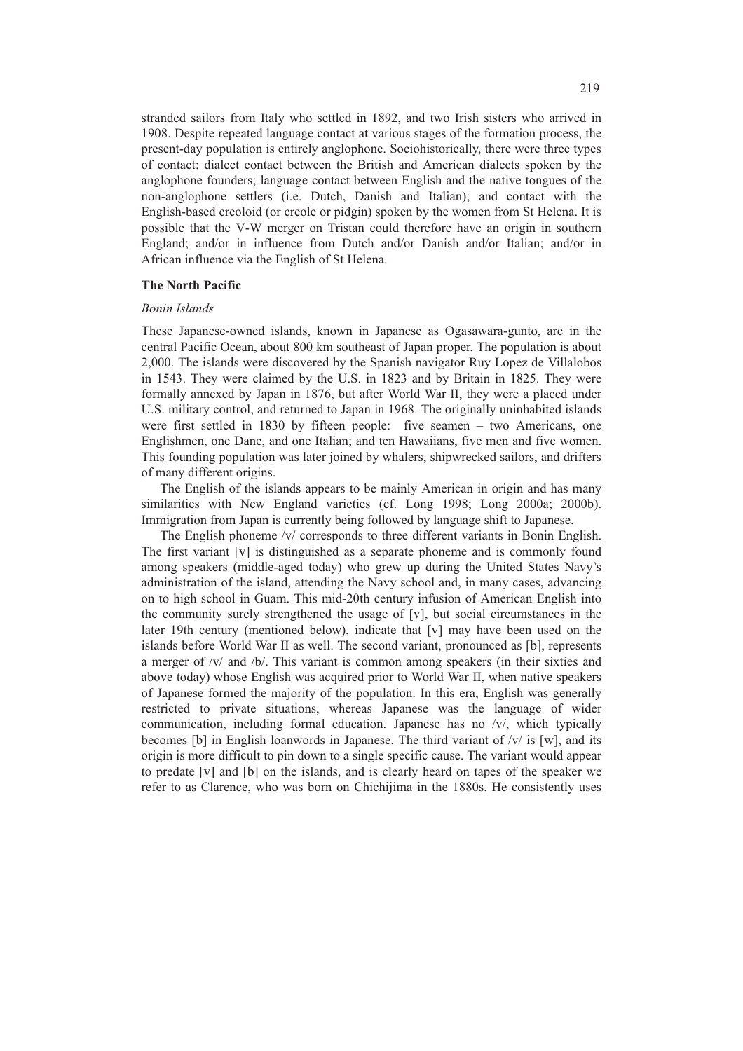stranded sailors from Italy who settled in 1892, and two Irish sisters who arrived in 1908. Despite repeated language contact at various stages of the formation process, the present-day population is entirely anglophone. Sociohistorically, there were three types of contact: dialect contact between the British and American dialects spoken by the anglophone founders; language contact between English and the native tongues of the non-anglophone settlers (i.e. Dutch, Danish and Italian); and contact with the English-based creoloid (or creole or pidgin) spoken by the women from St Helena. It is possible that the V-W merger on Tristan could therefore have an origin in southern England; and/or in influence from Dutch and/or Danish and/or Italian; and/or in African influence via the English of St Helena.

## The North Pacific

### *Bonin Islands*

These Japanese-owned islands, known in Japanese as Ogasawara-gunto, are in the central Pacific Ocean, about 800 km southeast of Japan proper. The population is about 2,000. The islands were discovered by the Spanish navigator Ruy Lopez de Villalobos in 1543. They were claimed by the U.S. in 1823 and by Britain in 1825. They were formally annexed by Japan in 1876, but after World War II, they were a placed under U.S. military control, and returned to Japan in 1968. The originally uninhabited islands were first settled in 1830 by fifteen people: five seamen – two Americans, one Englishmen, one Dane, and one Italian; and ten Hawaiians, five men and five women. This founding population was later joined by whalers, shipwrecked sailors, and drifters of many different origins.

The English of the islands appears to be mainly American in origin and has many similarities with New England varieties (cf. Long 1998; Long 2000a; 2000b). Immigration from Japan is currently being followed by language shift to Japanese.

The English phoneme /v/ corresponds to three different variants in Bonin English. The first variant [v] is distinguished as a separate phoneme and is commonly found among speakers (middle-aged today) who grew up during the United States Navy's administration of the island, attending the Navy school and, in many cases, advancing on to high school in Guam. This mid-20th century infusion of American English into the community surely strengthened the usage of [v], but social circumstances in the later 19th century (mentioned below), indicate that [v] may have been used on the islands before World War II as well. The second variant, pronounced as [b], represents a merger of /v/ and /b/. This variant is common among speakers (in their sixties and above today) whose English was acquired prior to World War II, when native speakers of Japanese formed the majority of the population. In this era, English was generally restricted to private situations, whereas Japanese was the language of wider communication, including formal education. Japanese has no /v/, which typically becomes [b] in English loanwords in Japanese. The third variant of /v/ is [w], and its origin is more difficult to pin down to a single specific cause. The variant would appear to predate [v] and [b] on the islands, and is clearly heard on tapes of the speaker we refer to as Clarence, who was born on Chichijima in the 1880s. He consistently uses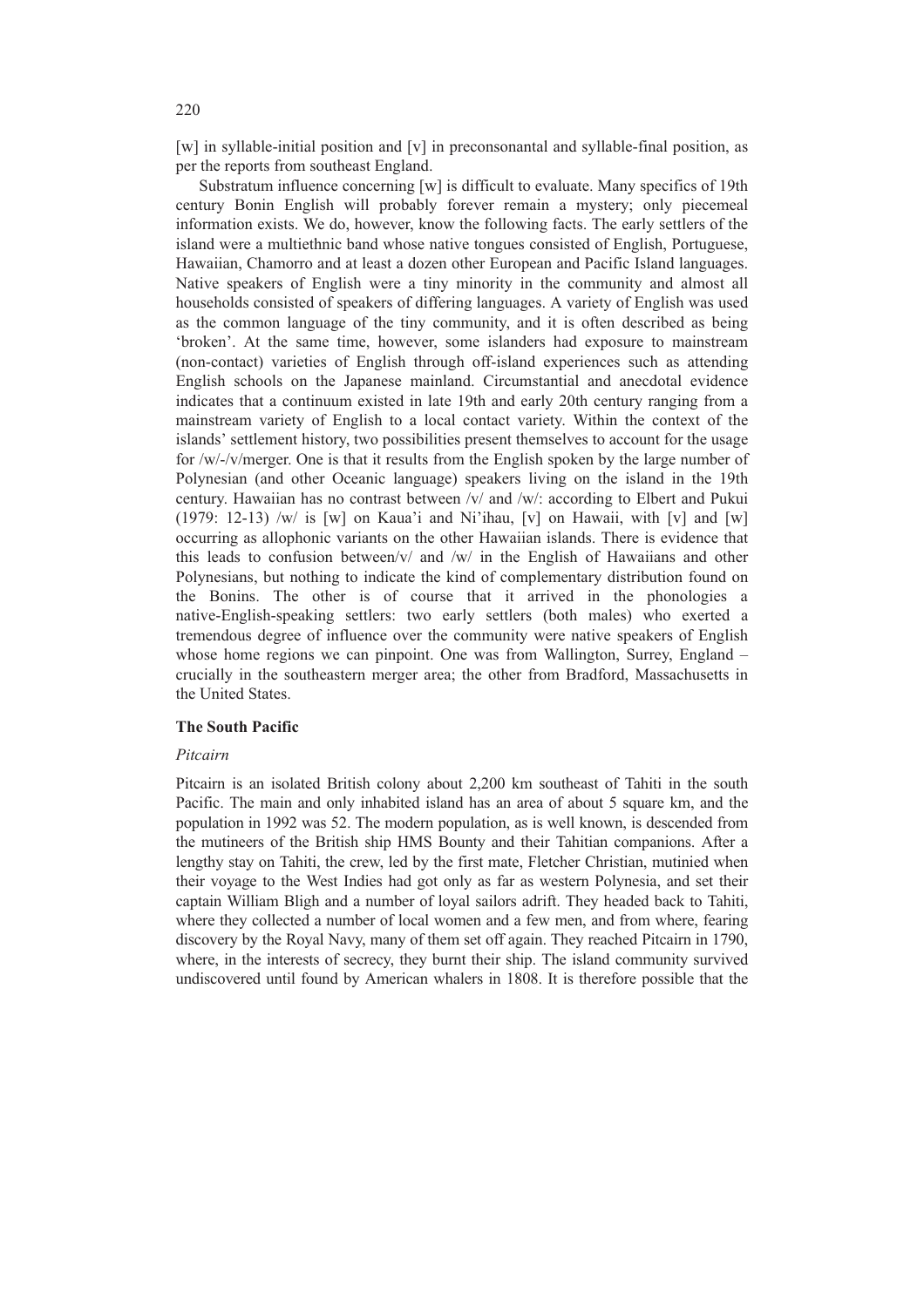[w] in syllable-initial position and [v] in preconsonantal and syllable-final position, as per the reports from southeast England.

Substratum influence concerning [w] is difficult to evaluate. Many specifics of 19th century Bonin English will probably forever remain a mystery; only piecemeal information exists. We do, however, know the following facts. The early settlers of the island were a multiethnic band whose native tongues consisted of English, Portuguese, Hawaiian, Chamorro and at least a dozen other European and Pacific Island languages. Native speakers of English were a tiny minority in the community and almost all households consisted of speakers of differing languages. A variety of English was used as the common language of the tiny community, and it is often described as being 'broken'. At the same time, however, some islanders had exposure to mainstream (non-contact) varieties of English through off-island experiences such as attending English schools on the Japanese mainland. Circumstantial and anecdotal evidence indicates that a continuum existed in late 19th and early 20th century ranging from a mainstream variety of English to a local contact variety. Within the context of the islands' settlement history, two possibilities present themselves to account for the usage for /w/-/v/merger. One is that it results from the English spoken by the large number of Polynesian (and other Oceanic language) speakers living on the island in the 19th century. Hawaiian has no contrast between /v/ and /w/: according to Elbert and Pukui (1979: 12-13) /w/ is [w] on Kaua'i and Ni'ihau, [v] on Hawaii, with [v] and [w] occurring as allophonic variants on the other Hawaiian islands. There is evidence that this leads to confusion between/v/ and /w/ in the English of Hawaiians and other Polynesians, but nothing to indicate the kind of complementary distribution found on the Bonins. The other is of course that it arrived in the phonologies a native-English-speaking settlers: two early settlers (both males) who exerted a tremendous degree of influence over the community were native speakers of English whose home regions we can pinpoint. One was from Wallington, Surrey, England – crucially in the southeastern merger area; the other from Bradford, Massachusetts in the United States.

## The South Pacific

### *Pitcairn*

Pitcairn is an isolated British colony about 2,200 km southeast of Tahiti in the south Pacific. The main and only inhabited island has an area of about 5 square km, and the population in 1992 was 52. The modern population, as is well known, is descended from the mutineers of the British ship HMS Bounty and their Tahitian companions. After a lengthy stay on Tahiti, the crew, led by the first mate, Fletcher Christian, mutinied when their voyage to the West Indies had got only as far as western Polynesia, and set their captain William Bligh and a number of loyal sailors adrift. They headed back to Tahiti, where they collected a number of local women and a few men, and from where, fearing discovery by the Royal Navy, many of them set off again. They reached Pitcairn in 1790, where, in the interests of secrecy, they burnt their ship. The island community survived undiscovered until found by American whalers in 1808. It is therefore possible that the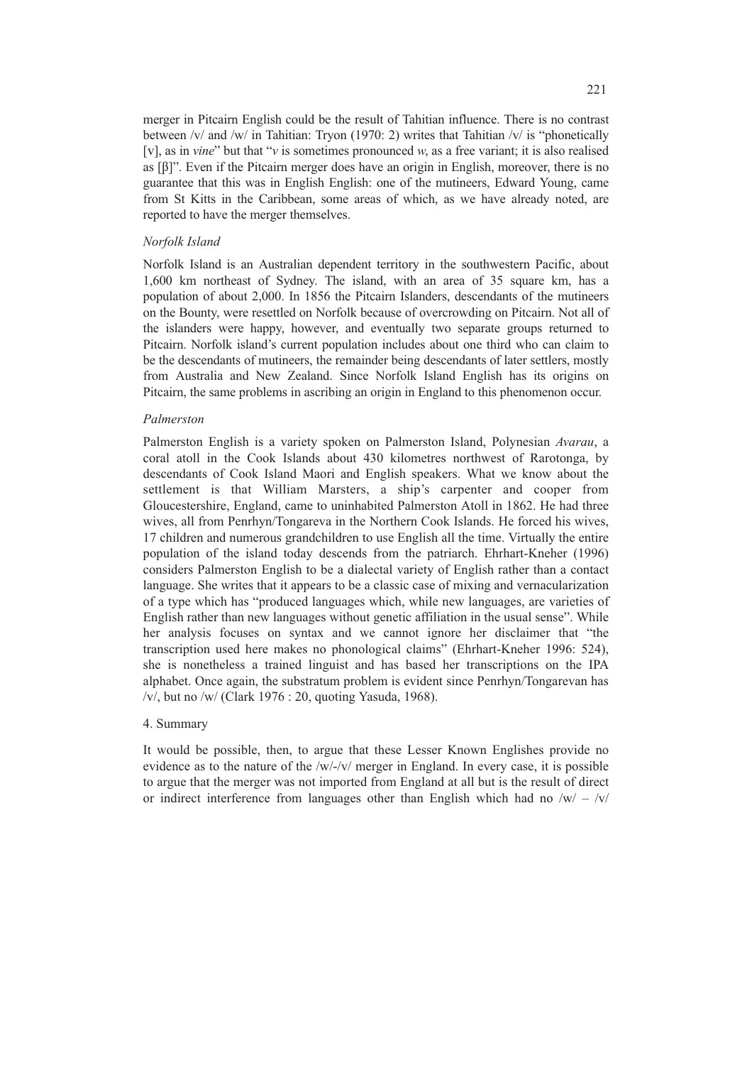merger in Pitcairn English could be the result of Tahitian influence. There is no contrast between /v/ and /w/ in Tahitian: Tryon (1970: 2) writes that Tahitian /v/ is "phonetically [v], as in *vine*" but that "*v* is sometimes pronounced *w*, as a free variant; it is also realised as [β]". Even if the Pitcairn merger does have an origin in English, moreover, there is no guarantee that this was in English English: one of the mutineers, Edward Young, came from St Kitts in the Caribbean, some areas of which, as we have already noted, are reported to have the merger themselves.

*Norfolk Island*

Norfolk Island is an Australian dependent territory in the southwestern Pacific, about 1,600 km northeast of Sydney. The island, with an area of 35 square km, has a population of about 2,000. In 1856 the Pitcairn Islanders, descendants of the mutineers on the Bounty, were resettled on Norfolk because of overcrowding on Pitcairn. Not all of the islanders were happy, however, and eventually two separate groups returned to Pitcairn. Norfolk island's current population includes about one third who can claim to be the descendants of mutineers, the remainder being descendants of later settlers, mostly from Australia and New Zealand. Since Norfolk Island English has its origins on Pitcairn, the same problems in ascribing an origin in England to this phenomenon occur.

*Palmerston*

Palmerston English is a variety spoken on Palmerston Island, Polynesian *Avarau*, a coral atoll in the Cook Islands about 430 kilometres northwest of Rarotonga, by descendants of Cook Island Maori and English speakers. What we know about the settlement is that William Marsters, a ship's carpenter and cooper from Gloucestershire, England, came to uninhabited Palmerston Atoll in 1862. He had three wives, all from Penrhyn/Tongareva in the Northern Cook Islands. He forced his wives, 17 children and numerous grandchildren to use English all the time. Virtually the entire population of the island today descends from the patriarch. Ehrhart-Kneher (1996) considers Palmerston English to be a dialectal variety of English rather than a contact language. She writes that it appears to be a classic case of mixing and vernacularization of a type which has "produced languages which, while new languages, are varieties of English rather than new languages without genetic affiliation in the usual sense". While her analysis focuses on syntax and we cannot ignore her disclaimer that "the transcription used here makes no phonological claims" (Ehrhart-Kneher 1996: 524), she is nonetheless a trained linguist and has based her transcriptions on the IPA alphabet. Once again, the substratum problem is evident since Penrhyn/Tongarevan has /v/, but no /w/ (Clark 1976 : 20, quoting Yasuda, 1968).

## 4. Summary

It would be possible, then, to argue that these Lesser Known Englishes provide no evidence as to the nature of the /w/-/v/ merger in England. In every case, it is possible to argue that the merger was not imported from England at all but is the result of direct or indirect interference from languages other than English which had no /w/ – /v/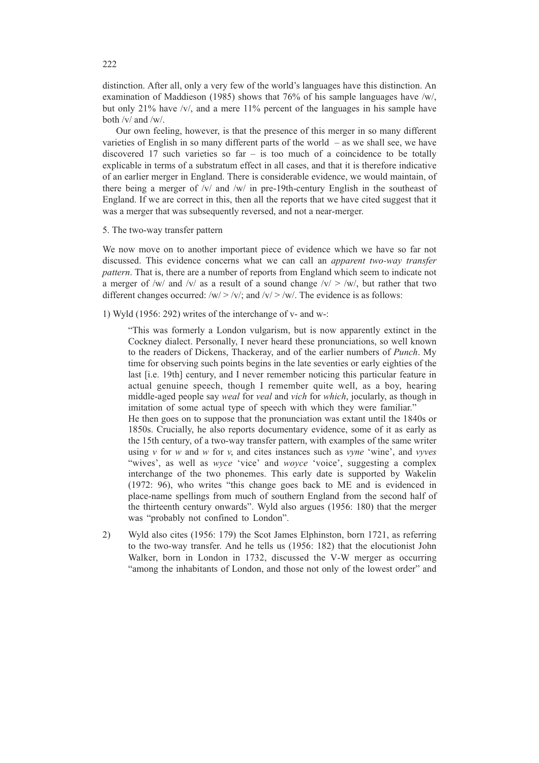distinction. After all, only a very few of the world's languages have this distinction. An examination of Maddieson (1985) shows that 76% of his sample languages have /w/, but only 21% have /v/, and a mere 11% percent of the languages in his sample have both /v/ and /w/.

Our own feeling, however, is that the presence of this merger in so many different varieties of English in so many different parts of the world – as we shall see, we have discovered 17 such varieties so far – is too much of a coincidence to be totally explicable in terms of a substratum effect in all cases, and that it is therefore indicative of an earlier merger in England. There is considerable evidence, we would maintain, of there being a merger of /v/ and /w/ in pre-19th-century English in the southeast of England. If we are correct in this, then all the reports that we have cited suggest that it was a merger that was subsequently reversed, and not a near-merger.

## 5. The two-way transfer pattern

We now move on to another important piece of evidence which we have so far not discussed. This evidence concerns what we can call an *apparent two-way transfer pattern*. That is, there are a number of reports from England which seem to indicate not a merger of /w/ and /v/ as a result of a sound change /v/ > /w/, but rather that two different changes occurred: /w/ > /v/; and /v/ > /w/. The evidence is as follows:

1) Wyld (1956: 292) writes of the interchange of v- and w-:

> "This was formerly a London vulgarism, but is now apparently extinct in the Cockney dialect. Personally, I never heard these pronunciations, so well known to the readers of Dickens, Thackeray, and of the earlier numbers of *Punch*. My time for observing such points begins in the late seventies or early eighties of the last [i.e. 19th] century, and I never remember noticing this particular feature in actual genuine speech, though I remember quite well, as a boy, hearing middle-aged people say *weal* for *veal* and *vich* for *which*, jocularly, as though in imitation of some actual type of speech with which they were familiar."

He then goes on to suppose that the pronunciation was extant until the 1840s or 1850s. Crucially, he also reports documentary evidence, some of it as early as the 15th century, of a two-way transfer pattern, with examples of the same writer using *v* for *w* and *w* for *v*, and cites instances such as *vyne* 'wine', and *vyves* "wives', as well as *wyce* 'vice' and *woyce* 'voice', suggesting a complex interchange of the two phonemes. This early date is supported by Wakelin (1972: 96), who writes "this change goes back to ME and is evidenced in place-name spellings from much of southern England from the second half of the thirteenth century onwards". Wyld also argues (1956: 180) that the merger was "probably not confined to London".

2) Wyld also cites (1956: 179) the Scot James Elphinston, born 1721, as referring to the two-way transfer. And he tells us (1956: 182) that the elocutionist John Walker, born in London in 1732, discussed the V-W merger as occurring "among the inhabitants of London, and those not only of the lowest order" and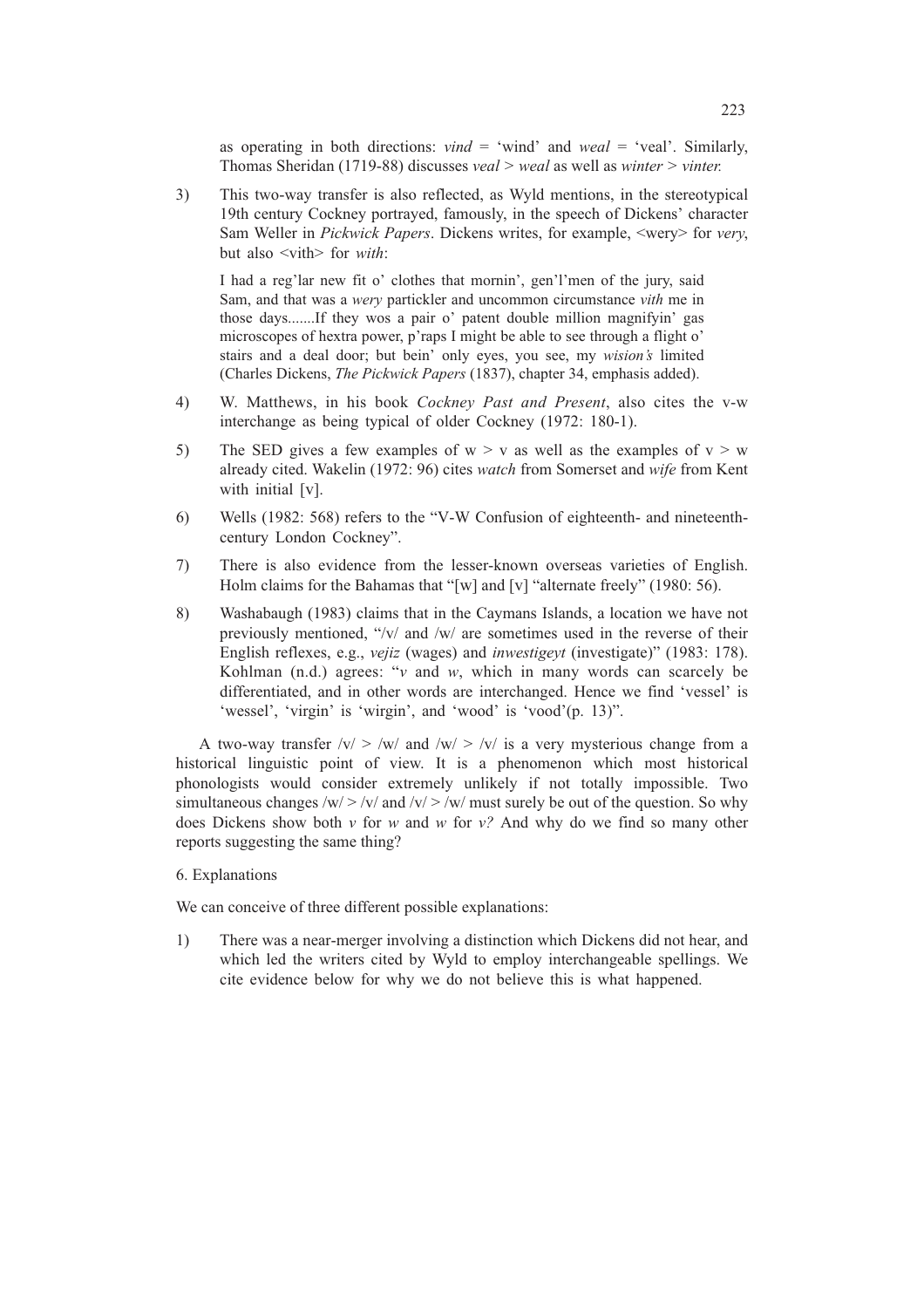as operating in both directions: *vind* = 'wind' and *weal* = 'veal'. Similarly, Thomas Sheridan (1719-88) discusses *veal* > *weal* as well as *winter* > *vinter.*

3) This two-way transfer is also reflected, as Wyld mentions, in the stereotypical 19th century Cockney portrayed, famously, in the speech of Dickens' character Sam Weller in *Pickwick Papers*. Dickens writes, for example, <wery> for *very*, but also <vith> for *with*:

   > I had a reg'lar new fit o' clothes that mornin', gen'l'men of the jury, said Sam, and that was a *wery* partickler and uncommon circumstance *vith* me in those days.......If they wos a pair o' patent double million magnifyin' gas microscopes of hextra power, p'raps I might be able to see through a flight o' stairs and a deal door; but bein' only eyes, you see, my *wision's* limited (Charles Dickens, *The Pickwick Papers* (1837), chapter 34, emphasis added).

4) W. Matthews, in his book *Cockney Past and Present*, also cites the v-w interchange as being typical of older Cockney (1972: 180-1).

5) The SED gives a few examples of w > v as well as the examples of v > w already cited. Wakelin (1972: 96) cites *watch* from Somerset and *wife* from Kent with initial [v].

6) Wells (1982: 568) refers to the "V-W Confusion of eighteenth- and nineteenth-century London Cockney".

7) There is also evidence from the lesser-known overseas varieties of English. Holm claims for the Bahamas that "[w] and [v] "alternate freely" (1980: 56).

8) Washabaugh (1983) claims that in the Caymans Islands, a location we have not previously mentioned, "/v/ and /w/ are sometimes used in the reverse of their English reflexes, e.g., *vejiz* (wages) and *inwestigeyt* (investigate)" (1983: 178). Kohlman (n.d.) agrees: "*v* and *w*, which in many words can scarcely be differentiated, and in other words are interchanged. Hence we find 'vessel' is 'wessel', 'virgin' is 'wirgin', and 'wood' is 'vood'(p. 13)".

A two-way transfer /v/ > /w/ and /w/ > /v/ is a very mysterious change from a historical linguistic point of view. It is a phenomenon which most historical phonologists would consider extremely unlikely if not totally impossible. Two simultaneous changes /w/ > /v/ and /v/ > /w/ must surely be out of the question. So why does Dickens show both *v* for *w* and *w* for *v?* And why do we find so many other reports suggesting the same thing?

## 6. Explanations

We can conceive of three different possible explanations:

1) There was a near-merger involving a distinction which Dickens did not hear, and which led the writers cited by Wyld to employ interchangeable spellings. We cite evidence below for why we do not believe this is what happened.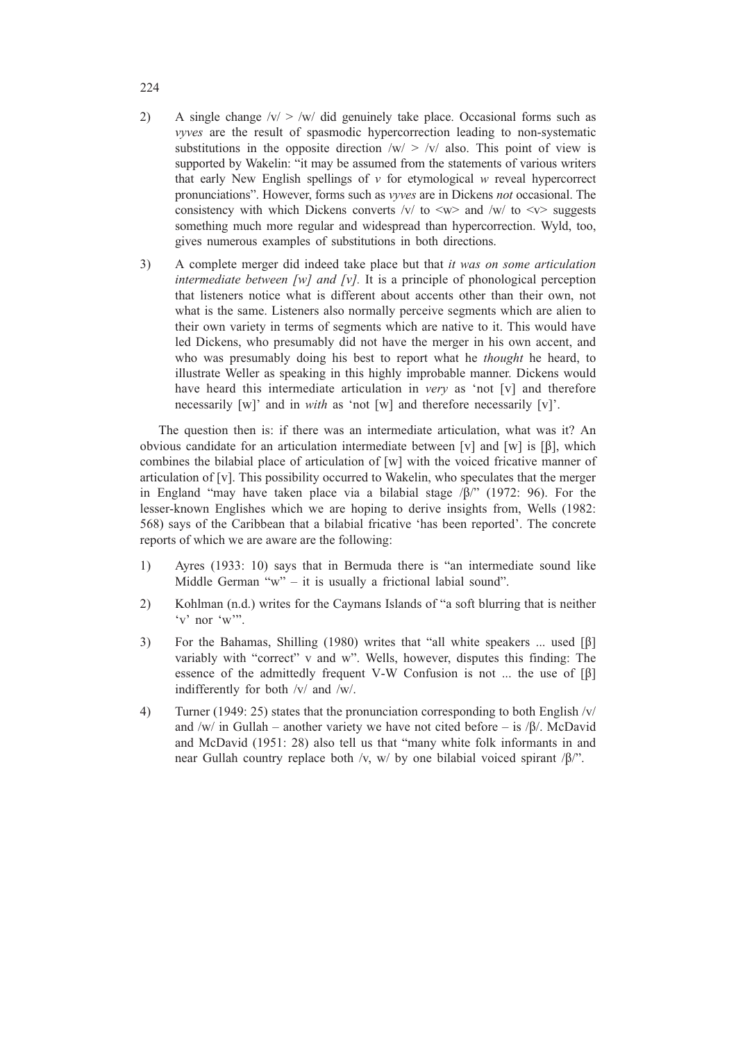2) A single change /v/ > /w/ did genuinely take place. Occasional forms such as *vyves* are the result of spasmodic hypercorrection leading to non-systematic substitutions in the opposite direction /w/ > /v/ also. This point of view is supported by Wakelin: "it may be assumed from the statements of various writers that early New English spellings of *v* for etymological *w* reveal hypercorrect pronunciations". However, forms such as *vyves* are in Dickens *not* occasional. The consistency with which Dickens converts /v/ to <w> and /w/ to <v> suggests something much more regular and widespread than hypercorrection. Wyld, too, gives numerous examples of substitutions in both directions.

3) A complete merger did indeed take place but that *it was on some articulation intermediate between [w] and [v]*. It is a principle of phonological perception that listeners notice what is different about accents other than their own, not what is the same. Listeners also normally perceive segments which are alien to their own variety in terms of segments which are native to it. This would have led Dickens, who presumably did not have the merger in his own accent, and who was presumably doing his best to report what he *thought* he heard, to illustrate Weller as speaking in this highly improbable manner. Dickens would have heard this intermediate articulation in *very* as 'not [v] and therefore necessarily [w]' and in *with* as 'not [w] and therefore necessarily [v]'.

The question then is: if there was an intermediate articulation, what was it? An obvious candidate for an articulation intermediate between [v] and [w] is [β], which combines the bilabial place of articulation of [w] with the voiced fricative manner of articulation of [v]. This possibility occurred to Wakelin, who speculates that the merger in England "may have taken place via a bilabial stage /β/" (1972: 96). For the lesser-known Englishes which we are hoping to derive insights from, Wells (1982: 568) says of the Caribbean that a bilabial fricative 'has been reported'. The concrete reports of which we are aware are the following:

1) Ayres (1933: 10) says that in Bermuda there is "an intermediate sound like Middle German "w" – it is usually a frictional labial sound".

2) Kohlman (n.d.) writes for the Caymans Islands of "a soft blurring that is neither 'v' nor 'w'".

3) For the Bahamas, Shilling (1980) writes that "all white speakers ... used [β] variably with "correct" v and w". Wells, however, disputes this finding: The essence of the admittedly frequent V-W Confusion is not ... the use of [β] indifferently for both /v/ and /w/.

4) Turner (1949: 25) states that the pronunciation corresponding to both English /v/ and /w/ in Gullah – another variety we have not cited before – is /β/. McDavid and McDavid (1951: 28) also tell us that "many white folk informants in and near Gullah country replace both /v, w/ by one bilabial voiced spirant /β/".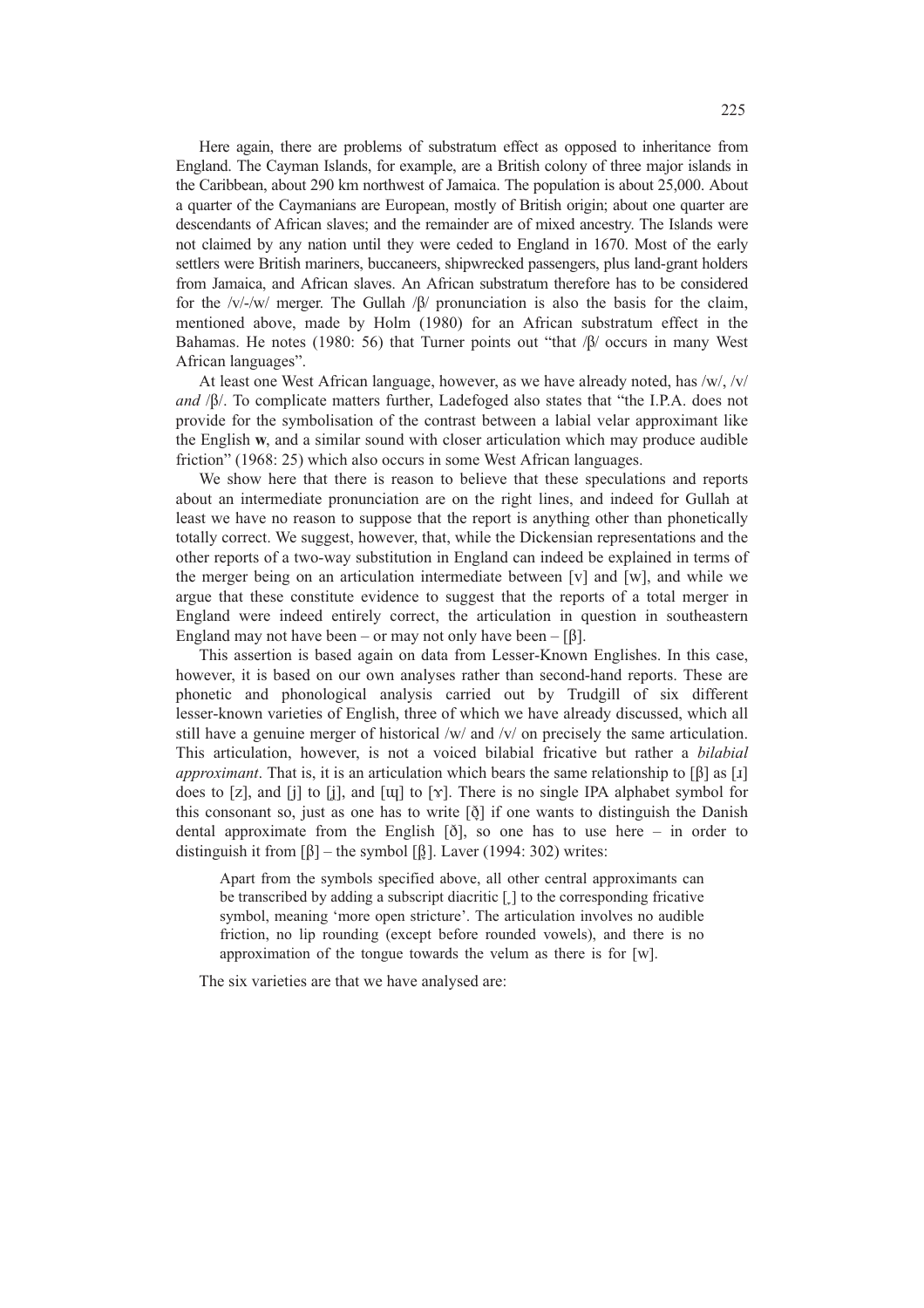Here again, there are problems of substratum effect as opposed to inheritance from England. The Cayman Islands, for example, are a British colony of three major islands in the Caribbean, about 290 km northwest of Jamaica. The population is about 25,000. About a quarter of the Caymanians are European, mostly of British origin; about one quarter are descendants of African slaves; and the remainder are of mixed ancestry. The Islands were not claimed by any nation until they were ceded to England in 1670. Most of the early settlers were British mariners, buccaneers, shipwrecked passengers, plus land-grant holders from Jamaica, and African slaves. An African substratum therefore has to be considered for the /v/-/w/ merger. The Gullah /β/ pronunciation is also the basis for the claim, mentioned above, made by Holm (1980) for an African substratum effect in the Bahamas. He notes (1980: 56) that Turner points out "that /β/ occurs in many West African languages".

At least one West African language, however, as we have already noted, has /w/, /v/ *and* /β/. To complicate matters further, Ladefoged also states that "the I.P.A. does not provide for the symbolisation of the contrast between a labial velar approximant like the English **w**, and a similar sound with closer articulation which may produce audible friction" (1968: 25) which also occurs in some West African languages.

We show here that there is reason to believe that these speculations and reports about an intermediate pronunciation are on the right lines, and indeed for Gullah at least we have no reason to suppose that the report is anything other than phonetically totally correct. We suggest, however, that, while the Dickensian representations and the other reports of a two-way substitution in England can indeed be explained in terms of the merger being on an articulation intermediate between [v] and [w], and while we argue that these constitute evidence to suggest that the reports of a total merger in England were indeed entirely correct, the articulation in question in southeastern England may not have been – or may not only have been – [β].

This assertion is based again on data from Lesser-Known Englishes. In this case, however, it is based on our own analyses rather than second-hand reports. These are phonetic and phonological analysis carried out by Trudgill of six different lesser-known varieties of English, three of which we have already discussed, which all still have a genuine merger of historical /w/ and /v/ on precisely the same articulation. This articulation, however, is not a voiced bilabial fricative but rather a *bilabial approximant*. That is, it is an articulation which bears the same relationship to [β] as [ɹ] does to [z], and [j] to [j̈], and [ɰ] to [ɣ]. There is no single IPA alphabet symbol for this consonant so, just as one has to write [ð̞] if one wants to distinguish the Danish dental approximate from the English [ð], so one has to use here – in order to distinguish it from [β] – the symbol [β̞]. Laver (1994: 302) writes:

> Apart from the symbols specified above, all other central approximants can be transcribed by adding a subscript diacritic [ ̞] to the corresponding fricative symbol, meaning 'more open stricture'. The articulation involves no audible friction, no lip rounding (except before rounded vowels), and there is no approximation of the tongue towards the velum as there is for [w].

The six varieties are that we have analysed are: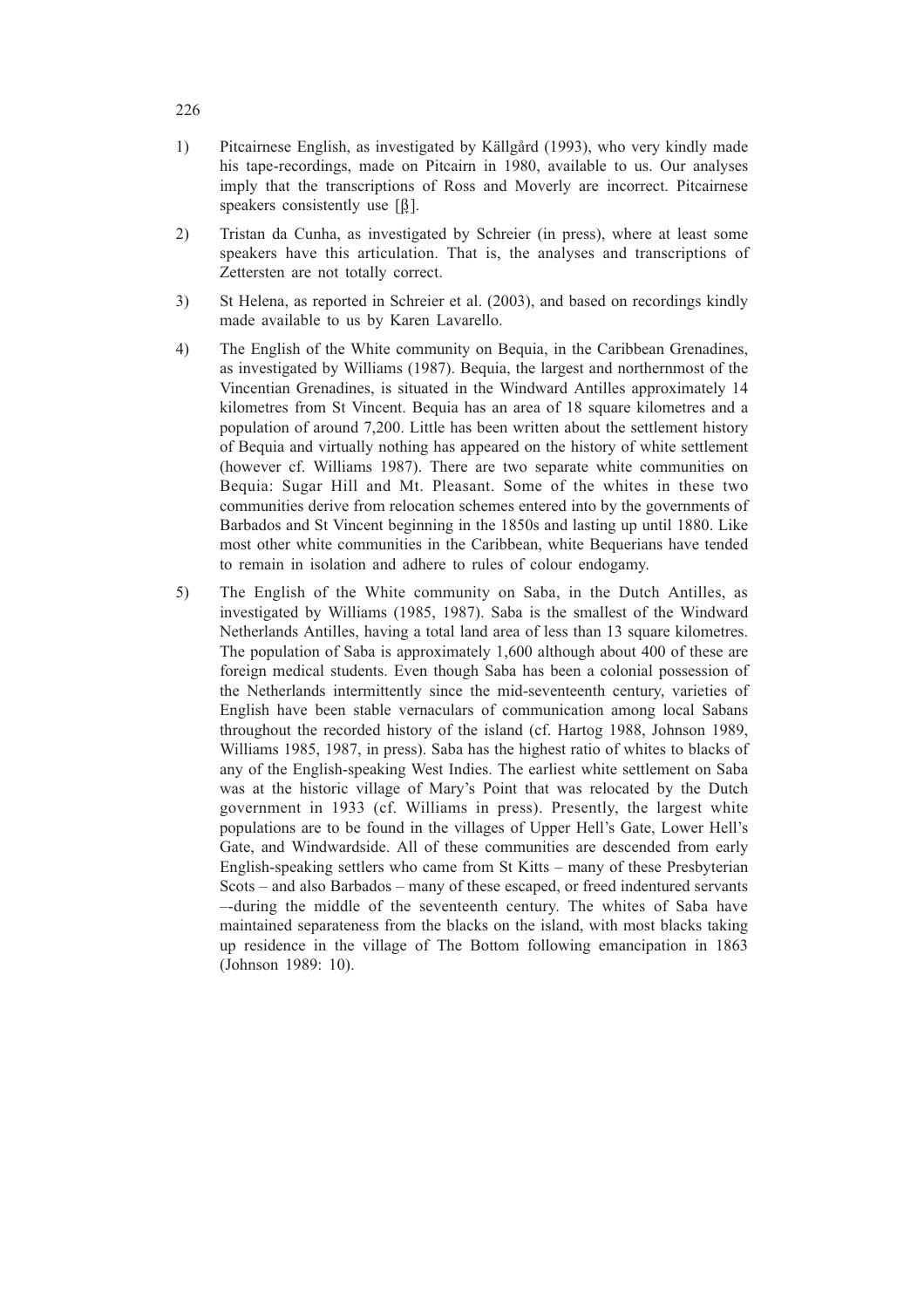1) Pitcairnese English, as investigated by Källgård (1993), who very kindly made his tape-recordings, made on Pitcairn in 1980, available to us. Our analyses imply that the transcriptions of Ross and Moverly are incorrect. Pitcairnese speakers consistently use [β̥].

2) Tristan da Cunha, as investigated by Schreier (in press), where at least some speakers have this articulation. That is, the analyses and transcriptions of Zettersten are not totally correct.

3) St Helena, as reported in Schreier et al. (2003), and based on recordings kindly made available to us by Karen Lavarello.

4) The English of the White community on Bequia, in the Caribbean Grenadines, as investigated by Williams (1987). Bequia, the largest and northernmost of the Vincentian Grenadines, is situated in the Windward Antilles approximately 14 kilometres from St Vincent. Bequia has an area of 18 square kilometres and a population of around 7,200. Little has been written about the settlement history of Bequia and virtually nothing has appeared on the history of white settlement (however cf. Williams 1987). There are two separate white communities on Bequia: Sugar Hill and Mt. Pleasant. Some of the whites in these two communities derive from relocation schemes entered into by the governments of Barbados and St Vincent beginning in the 1850s and lasting up until 1880. Like most other white communities in the Caribbean, white Bequerians have tended to remain in isolation and adhere to rules of colour endogamy.

5) The English of the White community on Saba, in the Dutch Antilles, as investigated by Williams (1985, 1987). Saba is the smallest of the Windward Netherlands Antilles, having a total land area of less than 13 square kilometres. The population of Saba is approximately 1,600 although about 400 of these are foreign medical students. Even though Saba has been a colonial possession of the Netherlands intermittently since the mid-seventeenth century, varieties of English have been stable vernaculars of communication among local Sabans throughout the recorded history of the island (cf. Hartog 1988, Johnson 1989, Williams 1985, 1987, in press). Saba has the highest ratio of whites to blacks of any of the English-speaking West Indies. The earliest white settlement on Saba was at the historic village of Mary's Point that was relocated by the Dutch government in 1933 (cf. Williams in press). Presently, the largest white populations are to be found in the villages of Upper Hell's Gate, Lower Hell's Gate, and Windwardside. All of these communities are descended from early English-speaking settlers who came from St Kitts – many of these Presbyterian Scots – and also Barbados – many of these escaped, or freed indentured servants –-during the middle of the seventeenth century. The whites of Saba have maintained separateness from the blacks on the island, with most blacks taking up residence in the village of The Bottom following emancipation in 1863 (Johnson 1989: 10).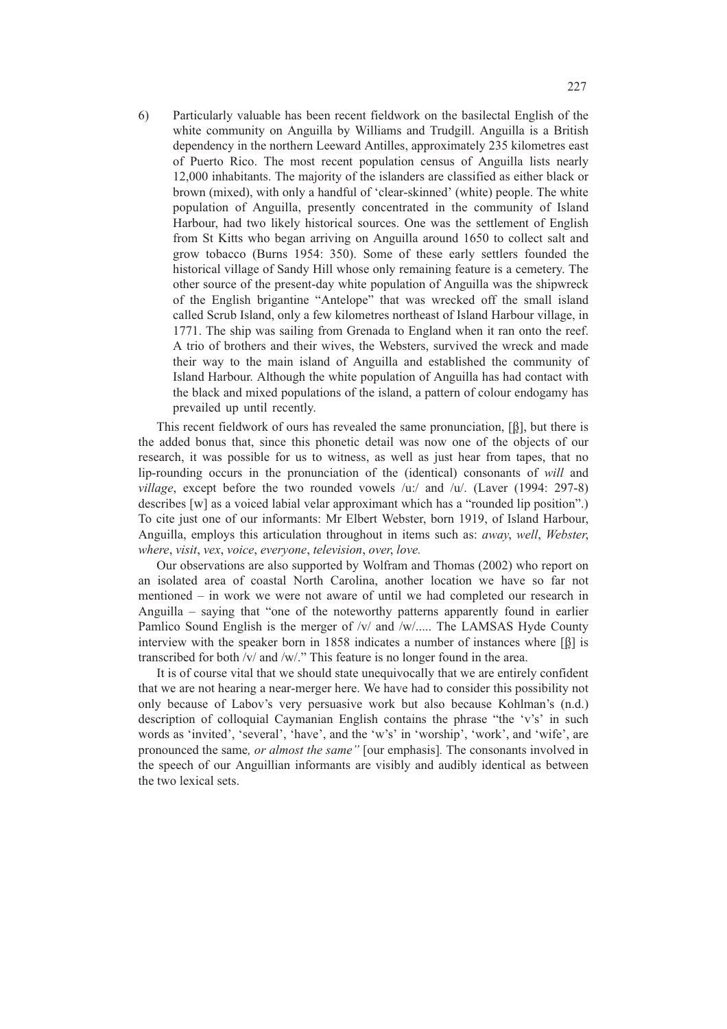6) Particularly valuable has been recent fieldwork on the basilectal English of the white community on Anguilla by Williams and Trudgill. Anguilla is a British dependency in the northern Leeward Antilles, approximately 235 kilometres east of Puerto Rico. The most recent population census of Anguilla lists nearly 12,000 inhabitants. The majority of the islanders are classified as either black or brown (mixed), with only a handful of 'clear-skinned' (white) people. The white population of Anguilla, presently concentrated in the community of Island Harbour, had two likely historical sources. One was the settlement of English from St Kitts who began arriving on Anguilla around 1650 to collect salt and grow tobacco (Burns 1954: 350). Some of these early settlers founded the historical village of Sandy Hill whose only remaining feature is a cemetery. The other source of the present-day white population of Anguilla was the shipwreck of the English brigantine "Antelope" that was wrecked off the small island called Scrub Island, only a few kilometres northeast of Island Harbour village, in 1771. The ship was sailing from Grenada to England when it ran onto the reef. A trio of brothers and their wives, the Websters, survived the wreck and made their way to the main island of Anguilla and established the community of Island Harbour. Although the white population of Anguilla has had contact with the black and mixed populations of the island, a pattern of colour endogamy has prevailed up until recently.

This recent fieldwork of ours has revealed the same pronunciation, [ꞵ], but there is the added bonus that, since this phonetic detail was now one of the objects of our research, it was possible for us to witness, as well as just hear from tapes, that no lip-rounding occurs in the pronunciation of the (identical) consonants of *will* and *village*, except before the two rounded vowels /u:/ and /u/. (Laver (1994: 297-8) describes [w] as a voiced labial velar approximant which has a "rounded lip position".) To cite just one of our informants: Mr Elbert Webster, born 1919, of Island Harbour, Anguilla, employs this articulation throughout in items such as: *away*, *well*, *Webster*, *where*, *visit*, *vex*, *voice*, *everyone*, *television*, *over*, *love.*

Our observations are also supported by Wolfram and Thomas (2002) who report on an isolated area of coastal North Carolina, another location we have so far not mentioned – in work we were not aware of until we had completed our research in Anguilla – saying that "one of the noteworthy patterns apparently found in earlier Pamlico Sound English is the merger of /v/ and /w/..... The LAMSAS Hyde County interview with the speaker born in 1858 indicates a number of instances where [ꞵ] is transcribed for both /v/ and /w/." This feature is no longer found in the area.

It is of course vital that we should state unequivocally that we are entirely confident that we are not hearing a near-merger here. We have had to consider this possibility not only because of Labov's very persuasive work but also because Kohlman's (n.d.) description of colloquial Caymanian English contains the phrase "the 'v's' in such words as 'invited', 'several', 'have', and the 'w's' in 'worship', 'work', and 'wife', are pronounced the same*, or almost the same"* [our emphasis]*.* The consonants involved in the speech of our Anguillian informants are visibly and audibly identical as between the two lexical sets.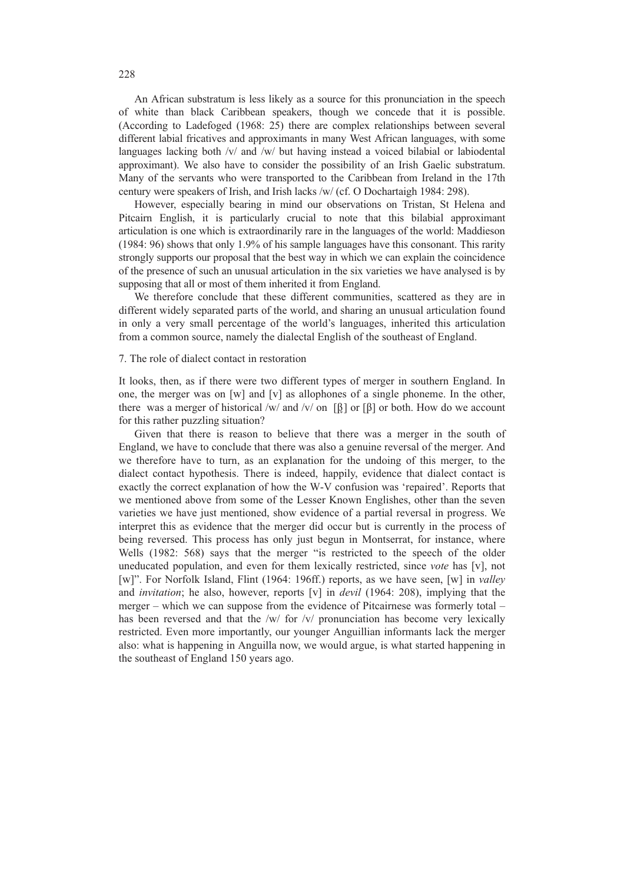An African substratum is less likely as a source for this pronunciation in the speech of white than black Caribbean speakers, though we concede that it is possible. (According to Ladefoged (1968: 25) there are complex relationships between several different labial fricatives and approximants in many West African languages, with some languages lacking both /v/ and /w/ but having instead a voiced bilabial or labiodental approximant). We also have to consider the possibility of an Irish Gaelic substratum. Many of the servants who were transported to the Caribbean from Ireland in the 17th century were speakers of Irish, and Irish lacks /w/ (cf. O Dochartaigh 1984: 298).

However, especially bearing in mind our observations on Tristan, St Helena and Pitcairn English, it is particularly crucial to note that this bilabial approximant articulation is one which is extraordinarily rare in the languages of the world: Maddieson (1984: 96) shows that only 1.9% of his sample languages have this consonant. This rarity strongly supports our proposal that the best way in which we can explain the coincidence of the presence of such an unusual articulation in the six varieties we have analysed is by supposing that all or most of them inherited it from England.

We therefore conclude that these different communities, scattered as they are in different widely separated parts of the world, and sharing an unusual articulation found in only a very small percentage of the world's languages, inherited this articulation from a common source, namely the dialectal English of the southeast of England.

## 7. The role of dialect contact in restoration

It looks, then, as if there were two different types of merger in southern England. In one, the merger was on [w] and [v] as allophones of a single phoneme. In the other, there was a merger of historical /w/ and /v/ on [β̞] or [β] or both. How do we account for this rather puzzling situation?

Given that there is reason to believe that there was a merger in the south of England, we have to conclude that there was also a genuine reversal of the merger. And we therefore have to turn, as an explanation for the undoing of this merger, to the dialect contact hypothesis. There is indeed, happily, evidence that dialect contact is exactly the correct explanation of how the W-V confusion was 'repaired'. Reports that we mentioned above from some of the Lesser Known Englishes, other than the seven varieties we have just mentioned, show evidence of a partial reversal in progress. We interpret this as evidence that the merger did occur but is currently in the process of being reversed. This process has only just begun in Montserrat, for instance, where Wells (1982: 568) says that the merger "is restricted to the speech of the older uneducated population, and even for them lexically restricted, since *vote* has [v], not [w]". For Norfolk Island, Flint (1964: 196ff.) reports, as we have seen, [w] in *valley* and *invitation*; he also, however, reports [v] in *devil* (1964: 208), implying that the merger – which we can suppose from the evidence of Pitcairnese was formerly total – has been reversed and that the /w/ for /v/ pronunciation has become very lexically restricted. Even more importantly, our younger Anguillian informants lack the merger also: what is happening in Anguilla now, we would argue, is what started happening in the southeast of England 150 years ago.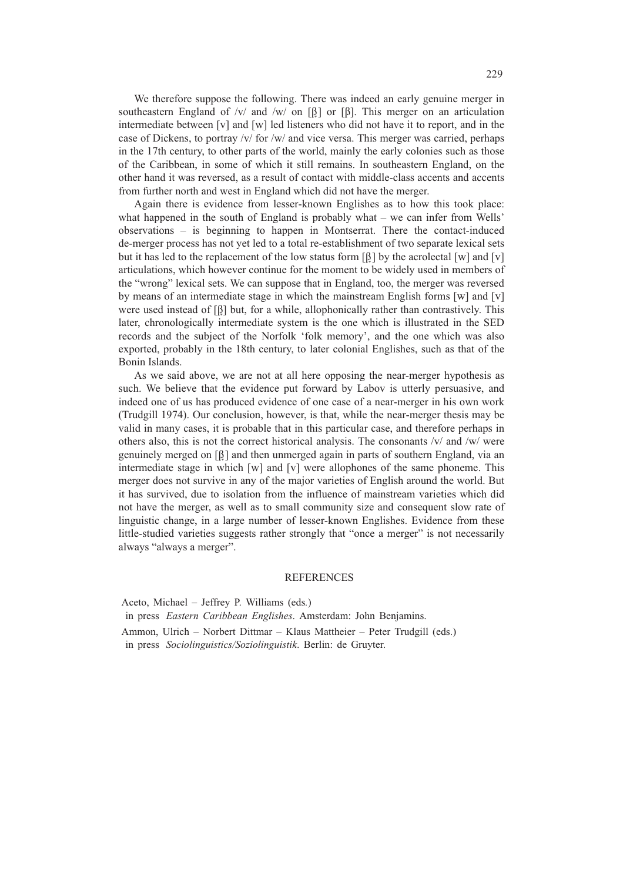We therefore suppose the following. There was indeed an early genuine merger in southeastern England of /v/ and /w/ on [β̞] or [β]. This merger on an articulation intermediate between [v] and [w] led listeners who did not have it to report, and in the case of Dickens, to portray /v/ for /w/ and vice versa. This merger was carried, perhaps in the 17th century, to other parts of the world, mainly the early colonies such as those of the Caribbean, in some of which it still remains. In southeastern England, on the other hand it was reversed, as a result of contact with middle-class accents and accents from further north and west in England which did not have the merger.

Again there is evidence from lesser-known Englishes as to how this took place: what happened in the south of England is probably what – we can infer from Wells' observations – is beginning to happen in Montserrat. There the contact-induced de-merger process has not yet led to a total re-establishment of two separate lexical sets but it has led to the replacement of the low status form [β̞] by the acrolectal [w] and [v] articulations, which however continue for the moment to be widely used in members of the "wrong" lexical sets. We can suppose that in England, too, the merger was reversed by means of an intermediate stage in which the mainstream English forms [w] and [v] were used instead of [β̞] but, for a while, allophonically rather than contrastively. This later, chronologically intermediate system is the one which is illustrated in the SED records and the subject of the Norfolk 'folk memory', and the one which was also exported, probably in the 18th century, to later colonial Englishes, such as that of the Bonin Islands.

As we said above, we are not at all here opposing the near-merger hypothesis as such. We believe that the evidence put forward by Labov is utterly persuasive, and indeed one of us has produced evidence of one case of a near-merger in his own work (Trudgill 1974). Our conclusion, however, is that, while the near-merger thesis may be valid in many cases, it is probable that in this particular case, and therefore perhaps in others also, this is not the correct historical analysis. The consonants /v/ and /w/ were genuinely merged on [β̞] and then unmerged again in parts of southern England, via an intermediate stage in which [w] and [v] were allophones of the same phoneme. This merger does not survive in any of the major varieties of English around the world. But it has survived, due to isolation from the influence of mainstream varieties which did not have the merger, as well as to small community size and consequent slow rate of linguistic change, in a large number of lesser-known Englishes. Evidence from these little-studied varieties suggests rather strongly that "once a merger" is not necessarily always "always a merger".

## REFERENCES

Aceto, Michael – Jeffrey P. Williams (eds.)
in press *Eastern Caribbean Englishes*. Amsterdam: John Benjamins.

Ammon, Ulrich – Norbert Dittmar – Klaus Mattheier – Peter Trudgill (eds.)
in press *Sociolinguistics/Soziolinguistik*. Berlin: de Gruyter.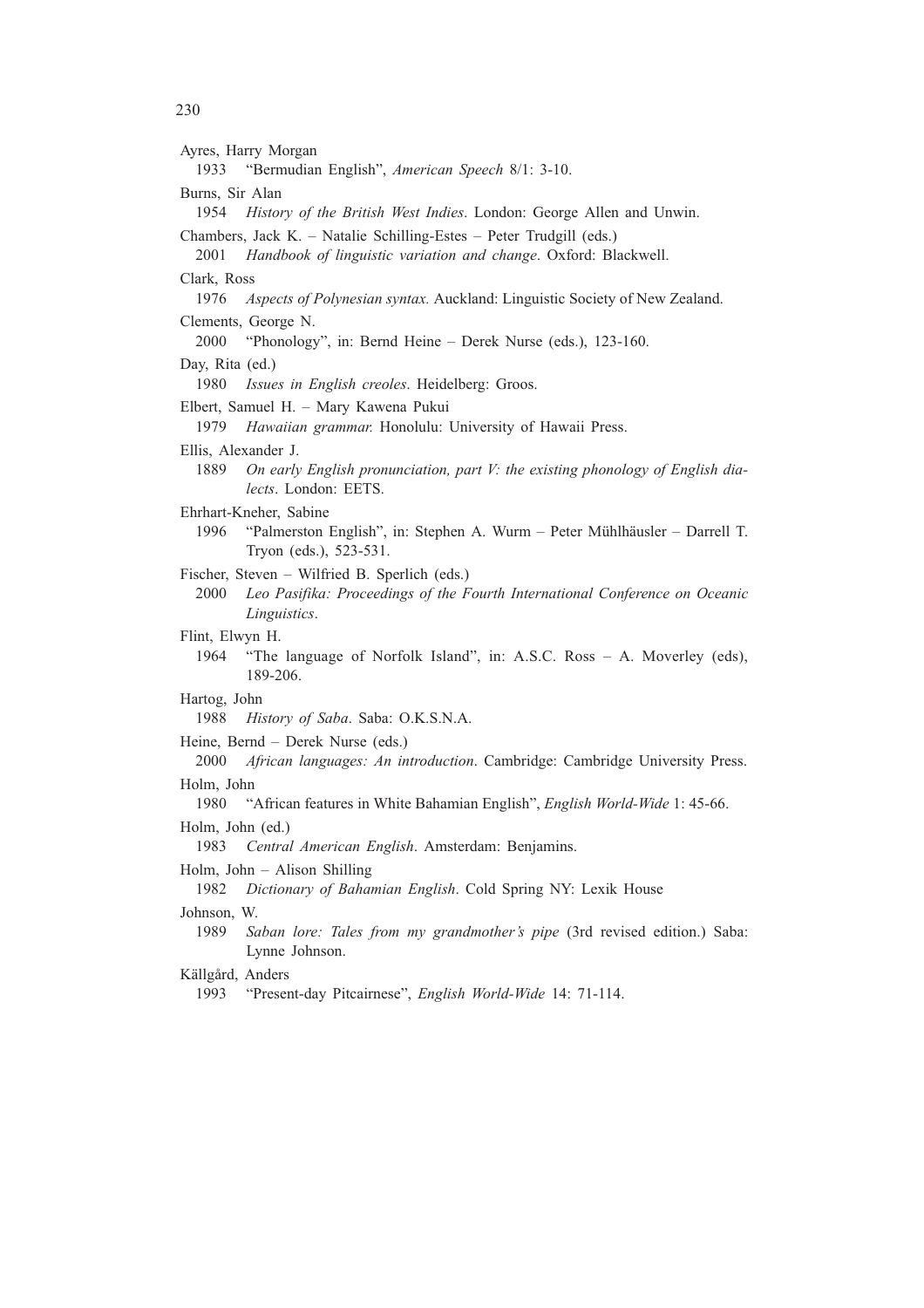Ayres, Harry Morgan
1933 "Bermudian English", *American Speech* 8/1: 3-10.

Burns, Sir Alan
1954 *History of the British West Indies*. London: George Allen and Unwin.

Chambers, Jack K. – Natalie Schilling-Estes – Peter Trudgill (eds.)
2001 *Handbook of linguistic variation and change*. Oxford: Blackwell.

Clark, Ross
1976 *Aspects of Polynesian syntax*. Auckland: Linguistic Society of New Zealand.

Clements, George N.
2000 "Phonology", in: Bernd Heine – Derek Nurse (eds.), 123-160.

Day, Rita (ed.)
1980 *Issues in English creoles*. Heidelberg: Groos.

Elbert, Samuel H. – Mary Kawena Pukui
1979 *Hawaiian grammar.* Honolulu: University of Hawaii Press.

Ellis, Alexander J.
1889 *On early English pronunciation, part V: the existing phonology of English dialects*. London: EETS.

Ehrhart-Kneher, Sabine
1996 "Palmerston English", in: Stephen A. Wurm – Peter Mühlhäusler – Darrell T. Tryon (eds.), 523-531.

Fischer, Steven – Wilfried B. Sperlich (eds.)
2000 *Leo Pasifika: Proceedings of the Fourth International Conference on Oceanic Linguistics*.

Flint, Elwyn H.
1964 "The language of Norfolk Island", in: A.S.C. Ross – A. Moverley (eds), 189-206.

Hartog, John
1988 *History of Saba*. Saba: O.K.S.N.A.

Heine, Bernd – Derek Nurse (eds.)
2000 *African languages: An introduction*. Cambridge: Cambridge University Press.

Holm, John
1980 "African features in White Bahamian English", *English World-Wide* 1: 45-66.

Holm, John (ed.)
1983 *Central American English*. Amsterdam: Benjamins.

Holm, John – Alison Shilling
1982 *Dictionary of Bahamian English*. Cold Spring NY: Lexik House

Johnson, W.
1989 *Saban lore: Tales from my grandmother's pipe* (3rd revised edition.) Saba: Lynne Johnson.

Källgård, Anders
1993 "Present-day Pitcairnese", *English World-Wide* 14: 71-114.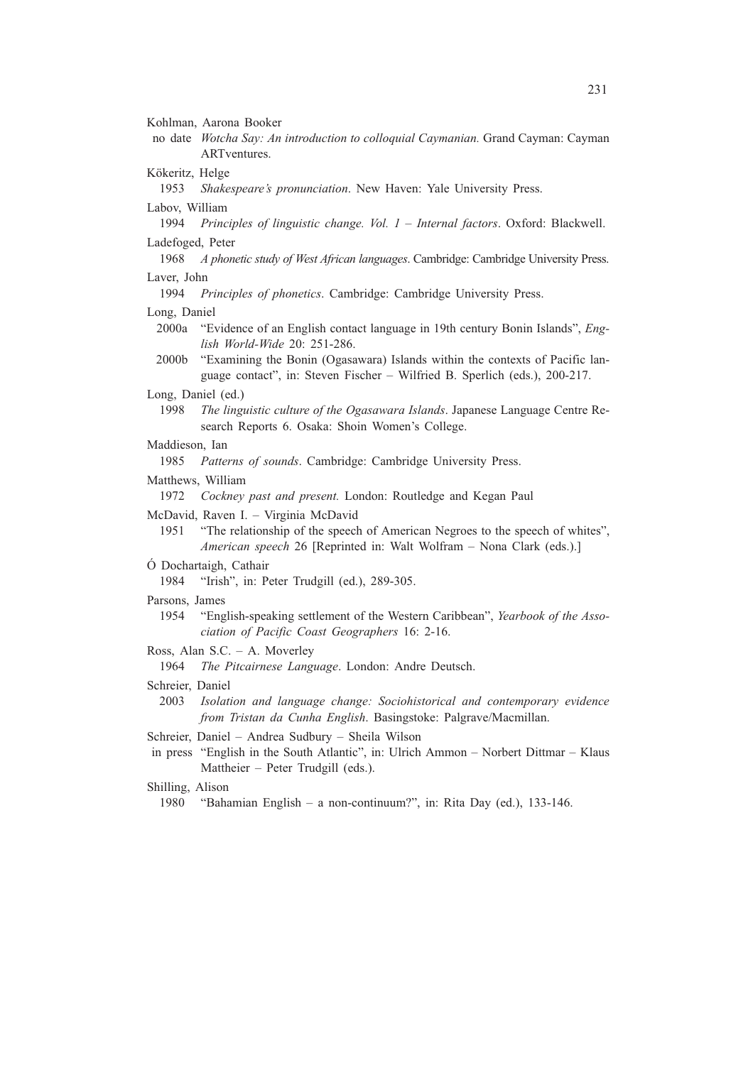Kohlman, Aarona Booker

no date *Wotcha Say: An introduction to colloquial Caymanian.* Grand Cayman: Cayman ARTventures.

Kökeritz, Helge

1953 *Shakespeare's pronunciation*. New Haven: Yale University Press.

Labov, William

1994 *Principles of linguistic change. Vol. 1 – Internal factors*. Oxford: Blackwell.

Ladefoged, Peter

1968 *A phonetic study of West African languages*. Cambridge: Cambridge University Press.

Laver, John

1994 *Principles of phonetics*. Cambridge: Cambridge University Press.

Long, Daniel

2000a "Evidence of an English contact language in 19th century Bonin Islands", *English World-Wide* 20: 251-286.

2000b "Examining the Bonin (Ogasawara) Islands within the contexts of Pacific language contact", in: Steven Fischer – Wilfried B. Sperlich (eds.), 200-217.

Long, Daniel (ed.)

1998 *The linguistic culture of the Ogasawara Islands*. Japanese Language Centre Research Reports 6. Osaka: Shoin Women's College.

Maddieson, Ian

1985 *Patterns of sounds*. Cambridge: Cambridge University Press.

Matthews, William

1972 *Cockney past and present.* London: Routledge and Kegan Paul

McDavid, Raven I. – Virginia McDavid

1951 "The relationship of the speech of American Negroes to the speech of whites", *American speech* 26 [Reprinted in: Walt Wolfram – Nona Clark (eds.).]

Ó Dochartaigh, Cathair

1984 "Irish", in: Peter Trudgill (ed.), 289-305.

Parsons, James

1954 "English-speaking settlement of the Western Caribbean", *Yearbook of the Association of Pacific Coast Geographers* 16: 2-16.

Ross, Alan S.C. – A. Moverley

1964 *The Pitcairnese Language*. London: Andre Deutsch.

Schreier, Daniel

2003 *Isolation and language change: Sociohistorical and contemporary evidence from Tristan da Cunha English*. Basingstoke: Palgrave/Macmillan.

Schreier, Daniel – Andrea Sudbury – Sheila Wilson

in press "English in the South Atlantic", in: Ulrich Ammon – Norbert Dittmar – Klaus Mattheier – Peter Trudgill (eds.).

Shilling, Alison

1980 "Bahamian English – a non-continuum?", in: Rita Day (ed.), 133-146.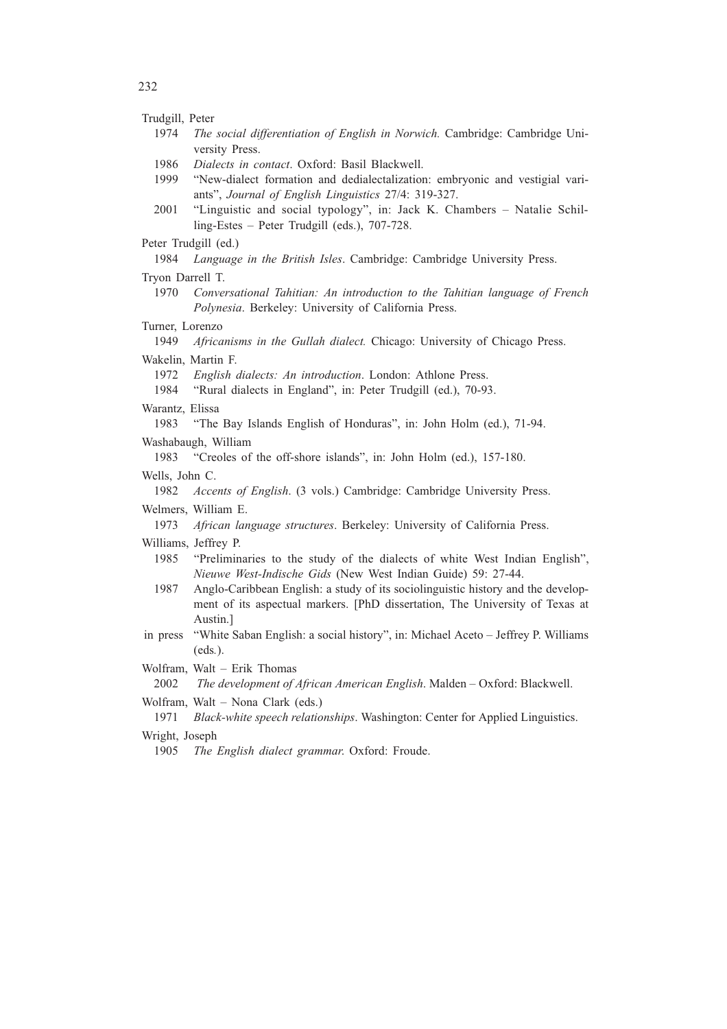Trudgill, Peter

1974 *The social differentiation of English in Norwich.* Cambridge: Cambridge University Press.

1986 *Dialects in contact*. Oxford: Basil Blackwell.

1999 "New-dialect formation and dedialectalization: embryonic and vestigial variants", *Journal of English Linguistics* 27/4: 319-327.

2001 "Linguistic and social typology", in: Jack K. Chambers – Natalie Schilling-Estes – Peter Trudgill (eds.), 707-728.

Peter Trudgill (ed.)

1984 *Language in the British Isles*. Cambridge: Cambridge University Press.

Tryon Darrell T.

1970 *Conversational Tahitian: An introduction to the Tahitian language of French Polynesia*. Berkeley: University of California Press.

Turner, Lorenzo

1949 *Africanisms in the Gullah dialect.* Chicago: University of Chicago Press.

Wakelin, Martin F.

1972 *English dialects: An introduction*. London: Athlone Press.

1984 "Rural dialects in England", in: Peter Trudgill (ed.), 70-93.

Warantz, Elissa

1983 "The Bay Islands English of Honduras", in: John Holm (ed.), 71-94.

Washabaugh, William

1983 "Creoles of the off-shore islands", in: John Holm (ed.), 157-180.

Wells, John C.

1982 *Accents of English*. (3 vols.) Cambridge: Cambridge University Press.

Welmers, William E.

1973 *African language structures*. Berkeley: University of California Press.

Williams, Jeffrey P.

1985 "Preliminaries to the study of the dialects of white West Indian English", *Nieuwe West-Indische Gids* (New West Indian Guide) 59: 27-44.

1987 Anglo-Caribbean English: a study of its sociolinguistic history and the development of its aspectual markers. [PhD dissertation, The University of Texas at Austin.]

in press "White Saban English: a social history", in: Michael Aceto – Jeffrey P. Williams (eds.).

Wolfram, Walt – Erik Thomas

2002 *The development of African American English*. Malden – Oxford: Blackwell.

Wolfram, Walt – Nona Clark (eds.)

1971 *Black-white speech relationships*. Washington: Center for Applied Linguistics.

Wright, Joseph

1905 *The English dialect grammar.* Oxford: Froude.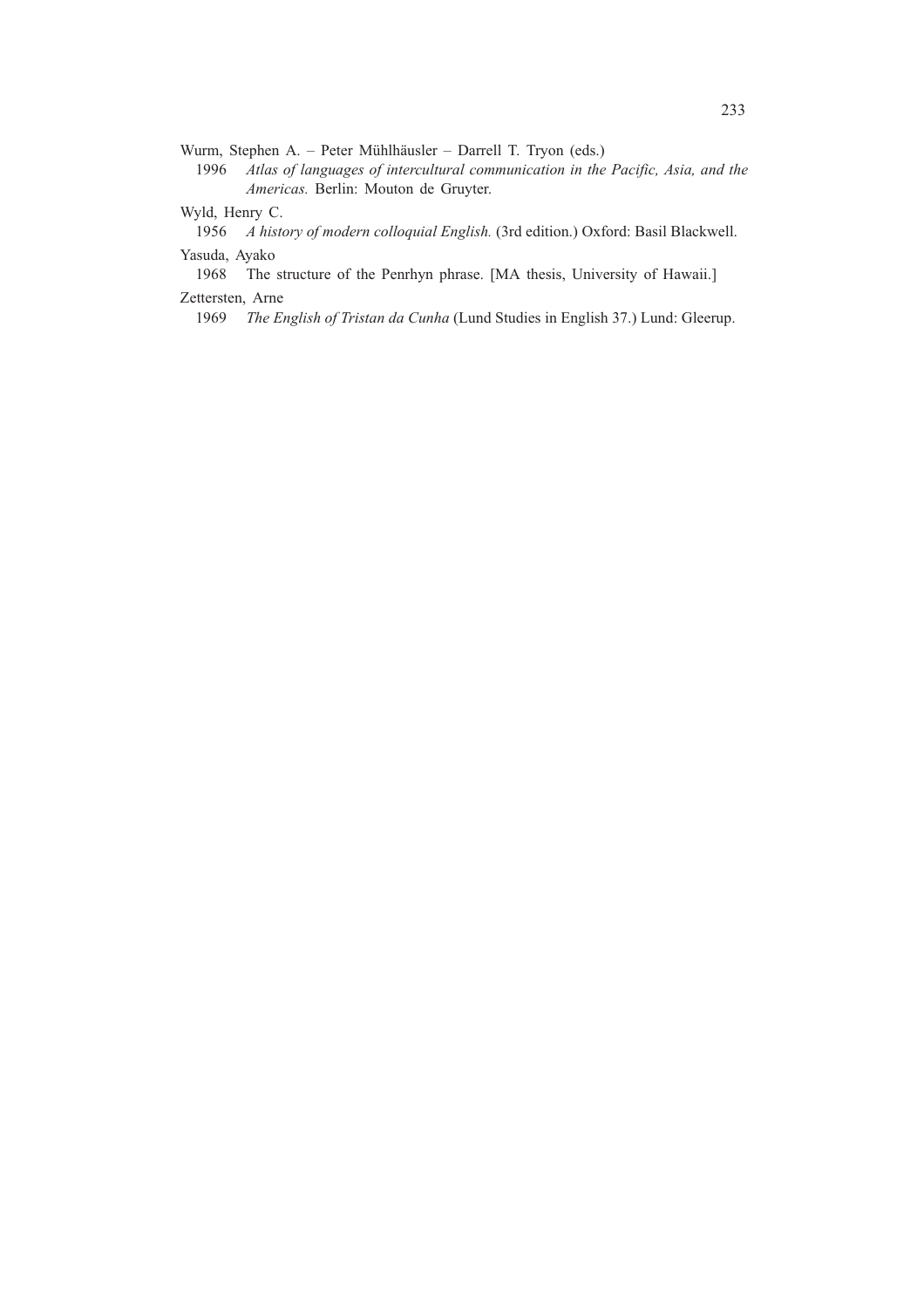Wurm, Stephen A. – Peter Mühlhäusler – Darrell T. Tryon (eds.)
1996 *Atlas of languages of intercultural communication in the Pacific, Asia, and the Americas.* Berlin: Mouton de Gruyter.

Wyld, Henry C.
1956 *A history of modern colloquial English.* (3rd edition.) Oxford: Basil Blackwell.

Yasuda, Ayako
1968 The structure of the Penrhyn phrase. [MA thesis, University of Hawaii.]

Zettersten, Arne
1969 *The English of Tristan da Cunha* (Lund Studies in English 37.) Lund: Gleerup.